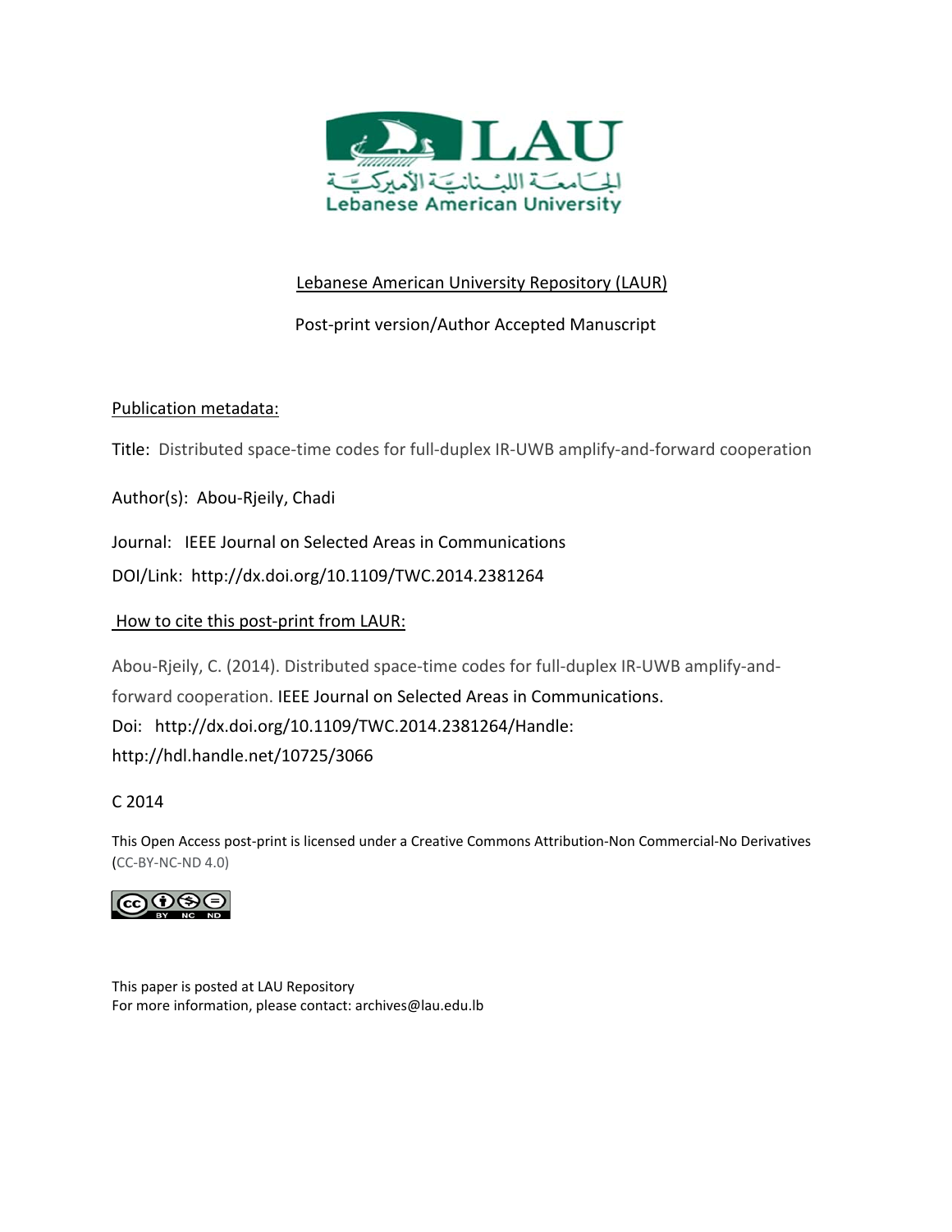LAU

الجامعة اللبنانية الأميركية

Lebanese American University

Lebanese American University Repository (LAUR)

Post-print version/Author Accepted Manuscript

Publication metadata:

Title: Distributed space-time codes for full-duplex IR-UWB amplify-and-forward cooperation

Author(s): Abou-Rjeily, Chadi

Journal: IEEE Journal on Selected Areas in Communications

DOI/Link: http://dx.doi.org/10.1109/TWC.2014.2381264

How to cite this post-print from LAUR:

Abou-Rjeily, C. (2014). Distributed space-time codes for full-duplex IR-UWB amplify-and-forward cooperation. IEEE Journal on Selected Areas in Communications.
Doi: http://dx.doi.org/10.1109/TWC.2014.2381264/Handle:
http://hdl.handle.net/10725/3066

C 2014

This Open Access post-print is licensed under a Creative Commons Attribution-Non Commercial-No Derivatives (CC-BY-NC-ND 4.0)

This paper is posted at LAU Repository
For more information, please contact: archives@lau.edu.lb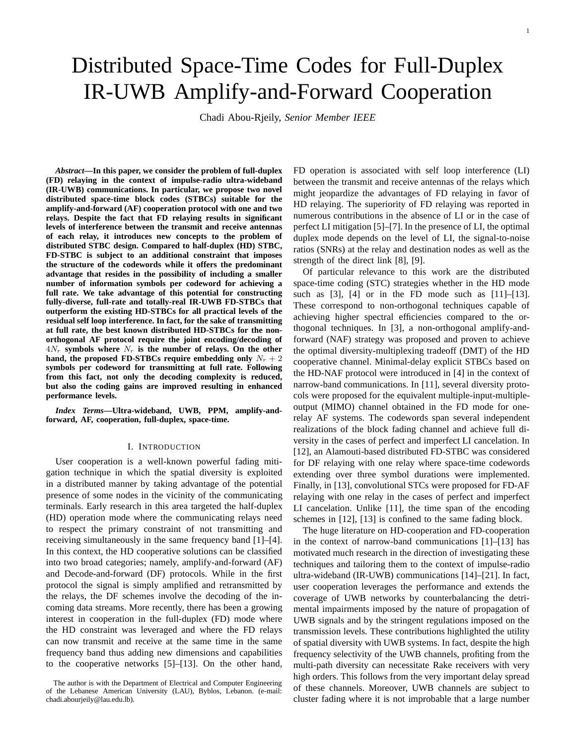# Distributed Space-Time Codes for Full-Duplex IR-UWB Amplify-and-Forward Cooperation

Chadi Abou-Rjeily, *Senior Member IEEE*

***Abstract*—In this paper, we consider the problem of full-duplex (FD) relaying in the context of impulse-radio ultra-wideband (IR-UWB) communications. In particular, we propose two novel distributed space-time block codes (STBCs) suitable for the amplify-and-forward (AF) cooperation protocol with one and two relays. Despite the fact that FD relaying results in significant levels of interference between the transmit and receive antennas of each relay, it introduces new concepts to the problem of distributed STBC design. Compared to half-duplex (HD) STBC, FD-STBC is subject to an additional constraint that imposes the structure of the codewords while it offers the predominant advantage that resides in the possibility of including a smaller number of information symbols per codeword for achieving a full rate. We take advantage of this potential for constructing fully-diverse, full-rate and totally-real IR-UWB FD-STBCs that outperform the existing HD-STBCs for all practical levels of the residual self loop interference. In fact, for the sake of transmitting at full rate, the best known distributed HD-STBCs for the non-orthogonal AF protocol require the joint encoding/decoding of $4N_r$ symbols where $N_r$ is the number of relays. On the other hand, the proposed FD-STBCs require embedding only $N_r + 2$ symbols per codeword for transmitting at full rate. Following from this fact, not only the decoding complexity is reduced, but also the coding gains are improved resulting in enhanced performance levels.**

***Index Terms*—Ultra-wideband, UWB, PPM, amplify-and-forward, AF, cooperation, full-duplex, space-time.**

## I. Introduction

User cooperation is a well-known powerful fading mitigation technique in which the spatial diversity is exploited in a distributed manner by taking advantage of the potential presence of some nodes in the vicinity of the communicating terminals. Early research in this area targeted the half-duplex (HD) operation mode where the communicating relays need to respect the primary constraint of not transmitting and receiving simultaneously in the same frequency band [1]–[4]. In this context, the HD cooperative solutions can be classified into two broad categories; namely, amplify-and-forward (AF) and Decode-and-forward (DF) protocols. While in the first protocol the signal is simply amplified and retransmitted by the relays, the DF schemes involve the decoding of the incoming data streams. More recently, there has been a growing interest in cooperation in the full-duplex (FD) mode where the HD constraint was leveraged and where the FD relays can now transmit and receive at the same time in the same frequency band thus adding new dimensions and capabilities to the cooperative networks [5]–[13]. On the other hand, FD operation is associated with self loop interference (LI) between the transmit and receive antennas of the relays which might jeopardize the advantages of FD relaying in favor of HD relaying. The superiority of FD relaying was reported in numerous contributions in the absence of LI or in the case of perfect LI mitigation [5]–[7]. In the presence of LI, the optimal duplex mode depends on the level of LI, the signal-to-noise ratios (SNRs) at the relay and destination nodes as well as the strength of the direct link [8], [9].

Of particular relevance to this work are the distributed space-time coding (STC) strategies whether in the HD mode such as [3], [4] or in the FD mode such as [11]–[13]. These correspond to non-orthogonal techniques capable of achieving higher spectral efficiencies compared to the orthogonal techniques. In [3], a non-orthogonal amplify-and-forward (NAF) strategy was proposed and proven to achieve the optimal diversity-multiplexing tradeoff (DMT) of the HD cooperative channel. Minimal-delay explicit STBCs based on the HD-NAF protocol were introduced in [4] in the context of narrow-band communications. In [11], several diversity protocols were proposed for the equivalent multiple-input-multiple-output (MIMO) channel obtained in the FD mode for one-relay AF systems. The codewords span several independent realizations of the block fading channel and achieve full diversity in the cases of perfect and imperfect LI cancelation. In [12], an Alamouti-based distributed FD-STBC was considered for DF relaying with one relay where space-time codewords extending over three symbol durations were implemented. Finally, in [13], convolutional STCs were proposed for FD-AF relaying with one relay in the cases of perfect and imperfect LI cancelation. Unlike [11], the time span of the encoding schemes in [12], [13] is confined to the same fading block.

The huge literature on HD-cooperation and FD-cooperation in the context of narrow-band communications [1]–[13] has motivated much research in the direction of investigating these techniques and tailoring them to the context of impulse-radio ultra-wideband (IR-UWB) communications [14]–[21]. In fact, user cooperation leverages the performance and extends the coverage of UWB networks by counterbalancing the detrimental impairments imposed by the nature of propagation of UWB signals and by the stringent regulations imposed on the transmission levels. These contributions highlighted the utility of spatial diversity with UWB systems. In fact, despite the high frequency selectivity of the UWB channels, profiting from the multi-path diversity can necessitate Rake receivers with very high orders. This follows from the very important delay spread of these channels. Moreover, UWB channels are subject to cluster fading where it is not improbable that a large number

The author is with the Department of Electrical and Computer Engineering of the Lebanese American University (LAU), Byblos, Lebanon. (e-mail: chadi.abourjeily@lau.edu.lb).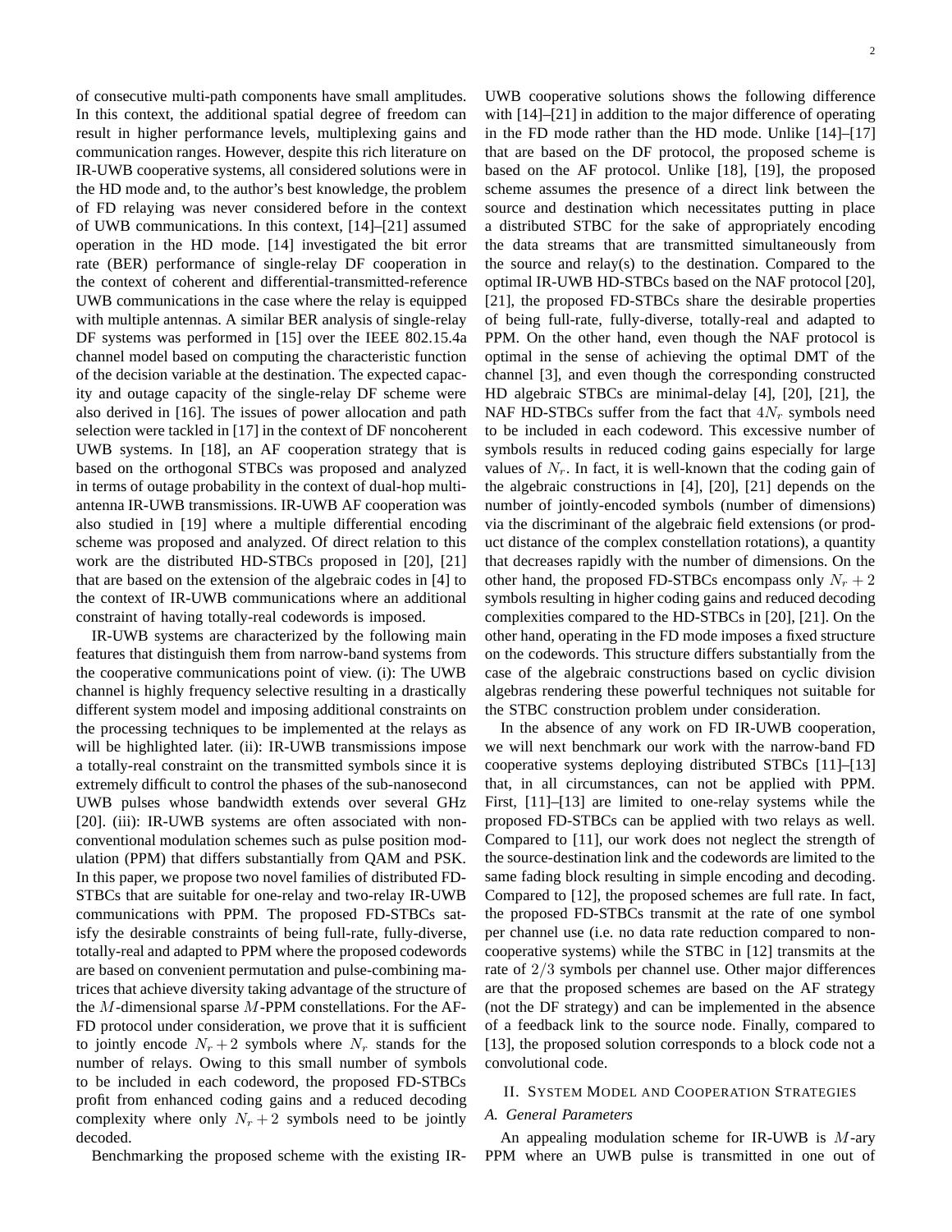of consecutive multi-path components have small amplitudes. In this context, the additional spatial degree of freedom can result in higher performance levels, multiplexing gains and communication ranges. However, despite this rich literature on IR-UWB cooperative systems, all considered solutions were in the HD mode and, to the author's best knowledge, the problem of FD relaying was never considered before in the context of UWB communications. In this context, [14]–[21] assumed operation in the HD mode. [14] investigated the bit error rate (BER) performance of single-relay DF cooperation in the context of coherent and differential-transmitted-reference UWB communications in the case where the relay is equipped with multiple antennas. A similar BER analysis of single-relay DF systems was performed in [15] over the IEEE 802.15.4a channel model based on computing the characteristic function of the decision variable at the destination. The expected capacity and outage capacity of the single-relay DF scheme were also derived in [16]. The issues of power allocation and path selection were tackled in [17] in the context of DF noncoherent UWB systems. In [18], an AF cooperation strategy that is based on the orthogonal STBCs was proposed and analyzed in terms of outage probability in the context of dual-hop multi-antenna IR-UWB transmissions. IR-UWB AF cooperation was also studied in [19] where a multiple differential encoding scheme was proposed and analyzed. Of direct relation to this work are the distributed HD-STBCs proposed in [20], [21] that are based on the extension of the algebraic codes in [4] to the context of IR-UWB communications where an additional constraint of having totally-real codewords is imposed.

IR-UWB systems are characterized by the following main features that distinguish them from narrow-band systems from the cooperative communications point of view. (i): The UWB channel is highly frequency selective resulting in a drastically different system model and imposing additional constraints on the processing techniques to be implemented at the relays as will be highlighted later. (ii): IR-UWB transmissions impose a totally-real constraint on the transmitted symbols since it is extremely difficult to control the phases of the sub-nanosecond UWB pulses whose bandwidth extends over several GHz [20]. (iii): IR-UWB systems are often associated with non-conventional modulation schemes such as pulse position modulation (PPM) that differs substantially from QAM and PSK. In this paper, we propose two novel families of distributed FD-STBCs that are suitable for one-relay and two-relay IR-UWB communications with PPM. The proposed FD-STBCs satisfy the desirable constraints of being full-rate, fully-diverse, totally-real and adapted to PPM where the proposed codewords are based on convenient permutation and pulse-combining matrices that achieve diversity taking advantage of the structure of the $M$-dimensional sparse $M$-PPM constellations. For the AF-FD protocol under consideration, we prove that it is sufficient to jointly encode $N_r+2$ symbols where $N_r$ stands for the number of relays. Owing to this small number of symbols to be included in each codeword, the proposed FD-STBCs profit from enhanced coding gains and a reduced decoding complexity where only $N_r+2$ symbols need to be jointly decoded.

Benchmarking the proposed scheme with the existing IR-UWB cooperative solutions shows the following difference with [14]–[21] in addition to the major difference of operating in the FD mode rather than the HD mode. Unlike [14]–[17] that are based on the DF protocol, the proposed scheme is based on the AF protocol. Unlike [18], [19], the proposed scheme assumes the presence of a direct link between the source and destination which necessitates putting in place a distributed STBC for the sake of appropriately encoding the data streams that are transmitted simultaneously from the source and relay(s) to the destination. Compared to the optimal IR-UWB HD-STBCs based on the NAF protocol [20], [21], the proposed FD-STBCs share the desirable properties of being full-rate, fully-diverse, totally-real and adapted to PPM. On the other hand, even though the NAF protocol is optimal in the sense of achieving the optimal DMT of the channel [3], and even though the corresponding constructed HD algebraic STBCs are minimal-delay [4], [20], [21], the NAF HD-STBCs suffer from the fact that $4N_r$ symbols need to be included in each codeword. This excessive number of symbols results in reduced coding gains especially for large values of $N_r$. In fact, it is well-known that the coding gain of the algebraic constructions in [4], [20], [21] depends on the number of jointly-encoded symbols (number of dimensions) via the discriminant of the algebraic field extensions (or product distance of the complex constellation rotations), a quantity that decreases rapidly with the number of dimensions. On the other hand, the proposed FD-STBCs encompass only $N_r+2$ symbols resulting in higher coding gains and reduced decoding complexities compared to the HD-STBCs in [20], [21]. On the other hand, operating in the FD mode imposes a fixed structure on the codewords. This structure differs substantially from the case of the algebraic constructions based on cyclic division algebras rendering these powerful techniques not suitable for the STBC construction problem under consideration.

In the absence of any work on FD IR-UWB cooperation, we will next benchmark our work with the narrow-band FD cooperative systems deploying distributed STBCs [11]–[13] that, in all circumstances, can not be applied with PPM. First, [11]–[13] are limited to one-relay systems while the proposed FD-STBCs can be applied with two relays as well. Compared to [11], our work does not neglect the strength of the source-destination link and the codewords are limited to the same fading block resulting in simple encoding and decoding. Compared to [12], the proposed schemes are full rate. In fact, the proposed FD-STBCs transmit at the rate of one symbol per channel use (i.e. no data rate reduction compared to non-cooperative systems) while the STBC in [12] transmits at the rate of $2/3$ symbols per channel use. Other major differences are that the proposed schemes are based on the AF strategy (not the DF strategy) and can be implemented in the absence of a feedback link to the source node. Finally, compared to [13], the proposed solution corresponds to a block code not a convolutional code.

## II. System Model and Cooperation Strategies

### A. General Parameters

An appealing modulation scheme for IR-UWB is $M$-ary PPM where an UWB pulse is transmitted in one out of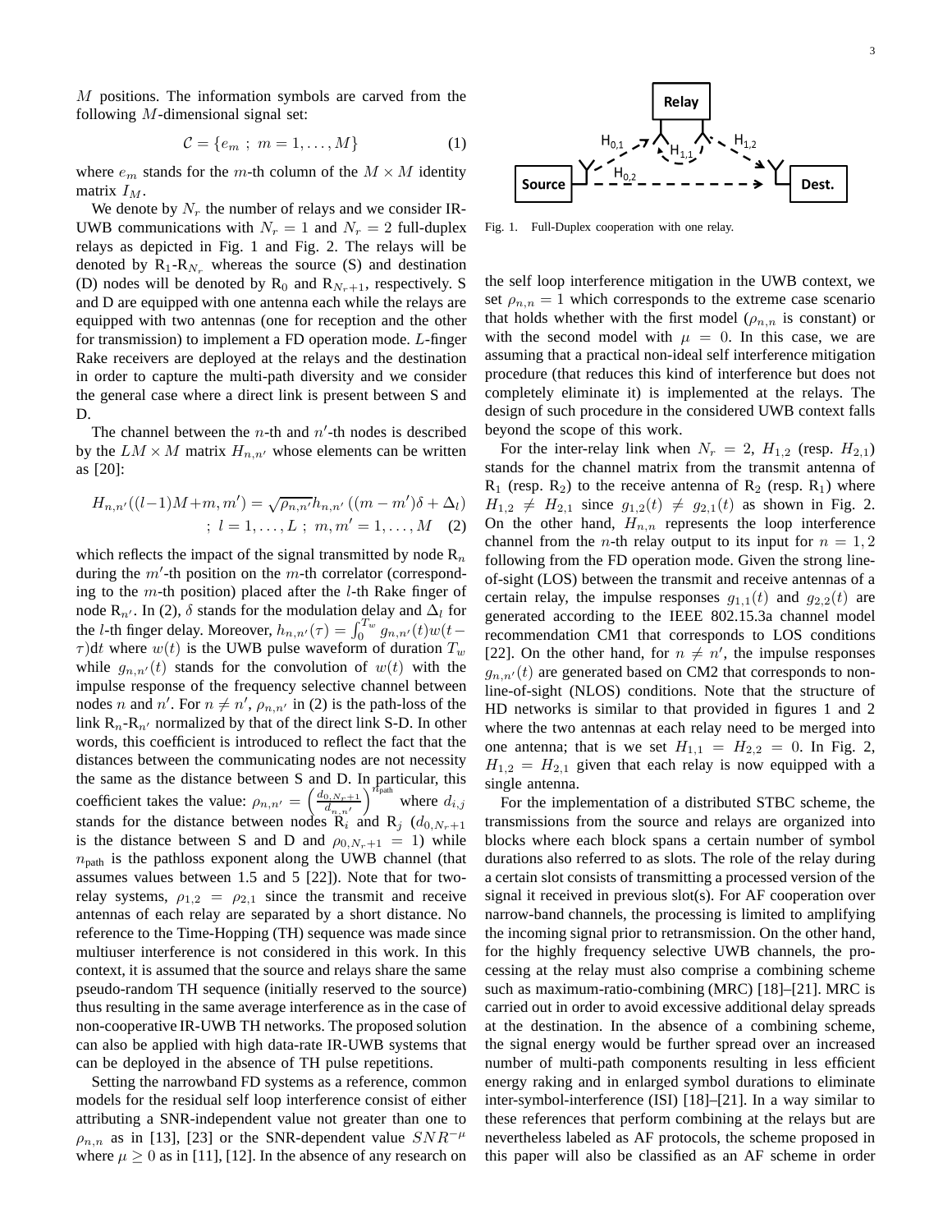$M$ positions. The information symbols are carved from the following $M$-dimensional signal set:

$$\mathcal{C} = \{e_m \ ; \ m = 1, \ldots, M\} \quad (1)$$

where $e_m$ stands for the $m$-th column of the $M \times M$ identity matrix $I_M$.

We denote by $N_r$ the number of relays and we consider IR-UWB communications with $N_r = 1$ and $N_r = 2$ full-duplex relays as depicted in Fig. 1 and Fig. 2. The relays will be denoted by $R_1$-$R_{N_r}$ whereas the source (S) and destination (D) nodes will be denoted by $R_0$ and $R_{N_r+1}$, respectively. S and D are equipped with one antenna each while the relays are equipped with two antennas (one for reception and the other for transmission) to implement a FD operation mode. $L$-finger Rake receivers are deployed at the relays and the destination in order to capture the multi-path diversity and we consider the general case where a direct link is present between S and D.

The channel between the $n$-th and $n'$-th nodes is described by the $LM \times M$ matrix $H_{n,n'}$ whose elements can be written as [20]:

$$H_{n,n'}((l-1)M+m, m') = \sqrt{\rho_{n,n'}} h_{n,n'}\left((m-m')\delta + \Delta_l\right) \; ; \; l = 1, \ldots, L \; ; \; m, m' = 1, \ldots, M \quad (2)$$

which reflects the impact of the signal transmitted by node $R_n$ during the $m'$-th position on the $m$-th correlator (corresponding to the $m$-th position) placed after the $l$-th Rake finger of node $R_{n'}$. In (2), $\delta$ stands for the modulation delay and $\Delta_l$ for the $l$-th finger delay. Moreover, $h_{n,n'}(\tau) = \int_0^{T_w} g_{n,n'}(t) w(t-\tau) \mathrm{d}t$ where $w(t)$ is the UWB pulse waveform of duration $T_w$ while $g_{n,n'}(t)$ stands for the convolution of $w(t)$ with the impulse response of the frequency selective channel between nodes $n$ and $n'$. For $n \neq n'$, $\rho_{n,n'}$ in (2) is the path-loss of the link $R_n$-$R_{n'}$ normalized by that of the direct link S-D. In other words, this coefficient is introduced to reflect the fact that the distances between the communicating nodes are not necessity the same as the distance between S and D. In particular, this coefficient takes the value: $\rho_{n,n'} = \left(\frac{d_{0,N_r+1}}{d_{n,n'}}\right)^{n_{\text{path}}}$ where $d_{i,j}$ stands for the distance between nodes $R_i$ and $R_j$ ($d_{0,N_r+1}$ is the distance between S and D and $\rho_{0,N_r+1} = 1$) while $n_{\text{path}}$ is the pathloss exponent along the UWB channel (that assumes values between 1.5 and 5 [22]). Note that for two-relay systems, $\rho_{1,2} = \rho_{2,1}$ since the transmit and receive antennas of each relay are separated by a short distance. No reference to the Time-Hopping (TH) sequence was made since multiuser interference is not considered in this work. In this context, it is assumed that the source and relays share the same pseudo-random TH sequence (initially reserved to the source) thus resulting in the same average interference as in the case of non-cooperative IR-UWB TH networks. The proposed solution can also be applied with high data-rate IR-UWB systems that can be deployed in the absence of TH pulse repetitions.

Setting the narrowband FD systems as a reference, common models for the residual self loop interference consist of either attributing a SNR-independent value not greater than one to $\rho_{n,n}$ as in [13], [23] or the SNR-dependent value $SNR^{-\mu}$ where $\mu \geq 0$ as in [11], [12]. In the absence of any research on the self loop interference mitigation in the UWB context, we set $\rho_{n,n} = 1$ which corresponds to the extreme case scenario that holds whether with the first model ($\rho_{n,n}$ is constant) or with the second model with $\mu = 0$. In this case, we are assuming that a practical non-ideal self interference mitigation procedure (that reduces this kind of interference but does not completely eliminate it) is implemented at the relays. The design of such procedure in the considered UWB context falls beyond the scope of this work.

Fig. 1. Full-Duplex cooperation with one relay.

For the inter-relay link when $N_r = 2$, $H_{1,2}$ (resp. $H_{2,1}$) stands for the channel matrix from the transmit antenna of $R_1$ (resp. $R_2$) to the receive antenna of $R_2$ (resp. $R_1$) where $H_{1,2} \neq H_{2,1}$ since $g_{1,2}(t) \neq g_{2,1}(t)$ as shown in Fig. 2. On the other hand, $H_{n,n}$ represents the loop interference channel from the $n$-th relay output to its input for $n = 1, 2$ following from the FD operation mode. Given the strong line-of-sight (LOS) between the transmit and receive antennas of a certain relay, the impulse responses $g_{1,1}(t)$ and $g_{2,2}(t)$ are generated according to the IEEE 802.15.3a channel model recommendation CM1 that corresponds to LOS conditions [22]. On the other hand, for $n \neq n'$, the impulse responses $g_{n,n'}(t)$ are generated based on CM2 that corresponds to non-line-of-sight (NLOS) conditions. Note that the structure of HD networks is similar to that provided in figures 1 and 2 where the two antennas at each relay need to be merged into one antenna; that is we set $H_{1,1} = H_{2,2} = 0$. In Fig. 2, $H_{1,2} = H_{2,1}$ given that each relay is now equipped with a single antenna.

For the implementation of a distributed STBC scheme, the transmissions from the source and relays are organized into blocks where each block spans a certain number of symbol durations also referred to as slots. The role of the relay during a certain slot consists of transmitting a processed version of the signal it received in previous slot(s). For AF cooperation over narrow-band channels, the processing is limited to amplifying the incoming signal prior to retransmission. On the other hand, for the highly frequency selective UWB channels, the processing at the relay must also comprise a combining scheme such as maximum-ratio-combining (MRC) [18]–[21]. MRC is carried out in order to avoid excessive additional delay spreads at the destination. In the absence of a combining scheme, the signal energy would be further spread over an increased number of multi-path components resulting in less efficient energy raking and in enlarged symbol durations to eliminate inter-symbol-interference (ISI) [18]–[21]. In a way similar to these references that perform combining at the relays but are nevertheless labeled as AF protocols, the scheme proposed in this paper will also be classified as an AF scheme in order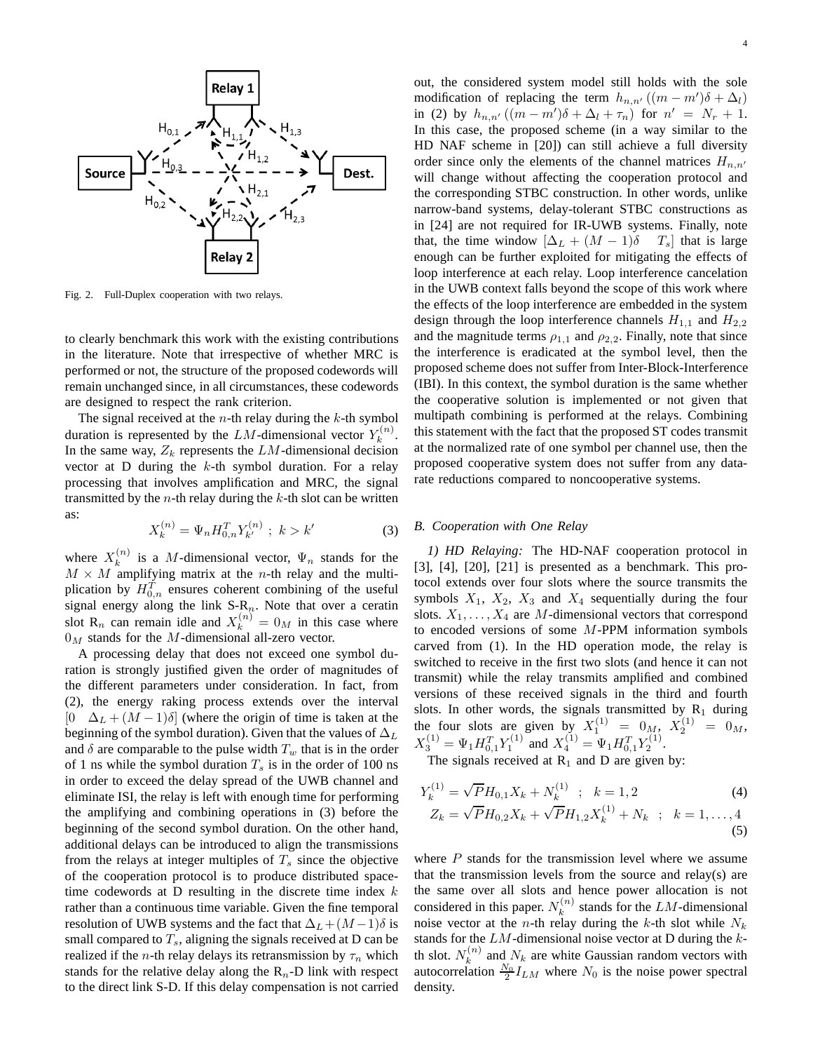Fig. 2. Full-Duplex cooperation with two relays.

to clearly benchmark this work with the existing contributions in the literature. Note that irrespective of whether MRC is performed or not, the structure of the proposed codewords will remain unchanged since, in all circumstances, these codewords are designed to respect the rank criterion.

The signal received at the $n$-th relay during the $k$-th symbol duration is represented by the $LM$-dimensional vector $Y_k^{(n)}$. In the same way, $Z_k$ represents the $LM$-dimensional decision vector at D during the $k$-th symbol duration. For a relay processing that involves amplification and MRC, the signal transmitted by the $n$-th relay during the $k$-th slot can be written as:

$$X_k^{(n)} = \Psi_n H_{0,n}^T Y_{k'}^{(n)} \ ; \ k > k' \tag{3}$$

where $X_k^{(n)}$ is a $M$-dimensional vector, $\Psi_n$ stands for the $M \times M$ amplifying matrix at the $n$-th relay and the multiplication by $H_{0,n}^T$ ensures coherent combining of the useful signal energy along the link S-R$_n$. Note that over a ceratin slot R$_n$ can remain idle and $X_k^{(n)} = 0_M$ in this case where $0_M$ stands for the $M$-dimensional all-zero vector.

A processing delay that does not exceed one symbol duration is strongly justified given the order of magnitudes of the different parameters under consideration. In fact, from (2), the energy raking process extends over the interval $[0 \quad \Delta_L + (M-1)\delta]$ (where the origin of time is taken at the beginning of the symbol duration). Given that the values of $\Delta_L$ and $\delta$ are comparable to the pulse width $T_w$ that is in the order of 1 ns while the symbol duration $T_s$ is in the order of 100 ns in order to exceed the delay spread of the UWB channel and eliminate ISI, the relay is left with enough time for performing the amplifying and combining operations in (3) before the beginning of the second symbol duration. On the other hand, additional delays can be introduced to align the transmissions from the relays at integer multiples of $T_s$ since the objective of the cooperation protocol is to produce distributed space-time codewords at D resulting in the discrete time index $k$ rather than a continuous time variable. Given the fine temporal resolution of UWB systems and the fact that $\Delta_L + (M-1)\delta$ is small compared to $T_s$, aligning the signals received at D can be realized if the $n$-th relay delays its retransmission by $\tau_n$ which stands for the relative delay along the R$_n$-D link with respect to the direct link S-D. If this delay compensation is not carried out, the considered system model still holds with the sole modification of replacing the term $h_{n,n'}((m-m')\delta + \Delta_l)$ in (2) by $h_{n,n'}((m-m')\delta + \Delta_l + \tau_n)$ for $n' = N_r + 1$. In this case, the proposed scheme (in a way similar to the HD NAF scheme in [20]) can still achieve a full diversity order since only the elements of the channel matrices $H_{n,n'}$ will change without affecting the cooperation protocol and the corresponding STBC construction. In other words, unlike narrow-band systems, delay-tolerant STBC constructions as in [24] are not required for IR-UWB systems. Finally, note that, the time window $[\Delta_L + (M-1)\delta \quad T_s]$ that is large enough can be further exploited for mitigating the effects of loop interference at each relay. Loop interference cancelation in the UWB context falls beyond the scope of this work where the effects of the loop interference are embedded in the system design through the loop interference channels $H_{1,1}$ and $H_{2,2}$ and the magnitude terms $\rho_{1,1}$ and $\rho_{2,2}$. Finally, note that since the interference is eradicated at the symbol level, then the proposed scheme does not suffer from Inter-Block-Interference (IBI). In this context, the symbol duration is the same whether the cooperative solution is implemented or not given that multipath combining is performed at the relays. Combining this statement with the fact that the proposed ST codes transmit at the normalized rate of one symbol per channel use, then the proposed cooperative system does not suffer from any data-rate reductions compared to noncooperative systems.

### B. Cooperation with One Relay

*1) HD Relaying:* The HD-NAF cooperation protocol in [3], [4], [20], [21] is presented as a benchmark. This protocol extends over four slots where the source transmits the symbols $X_1$, $X_2$, $X_3$ and $X_4$ sequentially during the four slots. $X_1, \dots, X_4$ are $M$-dimensional vectors that correspond to encoded versions of some $M$-PPM information symbols carved from (1). In the HD operation mode, the relay is switched to receive in the first two slots (and hence it can not transmit) while the relay transmits amplified and combined versions of these received signals in the third and fourth slots. In other words, the signals transmitted by R$_1$ during the four slots are given by $X_1^{(1)} = 0_M$, $X_2^{(1)} = 0_M$, $X_3^{(1)} = \Psi_1 H_{0,1}^T Y_1^{(1)}$ and $X_4^{(1)} = \Psi_1 H_{0,1}^T Y_2^{(1)}$.

The signals received at R$_1$ and D are given by:

$$Y_k^{(1)} = \sqrt{P} H_{0,1} X_k + N_k^{(1)} \quad ; \quad k = 1, 2 \tag{4}$$

$$Z_k = \sqrt{P} H_{0,2} X_k + \sqrt{P} H_{1,2} X_k^{(1)} + N_k \quad ; \quad k = 1, \dots, 4 \tag{5}$$

where $P$ stands for the transmission level where we assume that the transmission levels from the source and relay(s) are the same over all slots and hence power allocation is not considered in this paper. $N_k^{(n)}$ stands for the $LM$-dimensional noise vector at the $n$-th relay during the $k$-th slot while $N_k$ stands for the $LM$-dimensional noise vector at D during the $k$-th slot. $N_k^{(n)}$ and $N_k$ are white Gaussian random vectors with autocorrelation $\frac{N_0}{2} I_{LM}$ where $N_0$ is the noise power spectral density.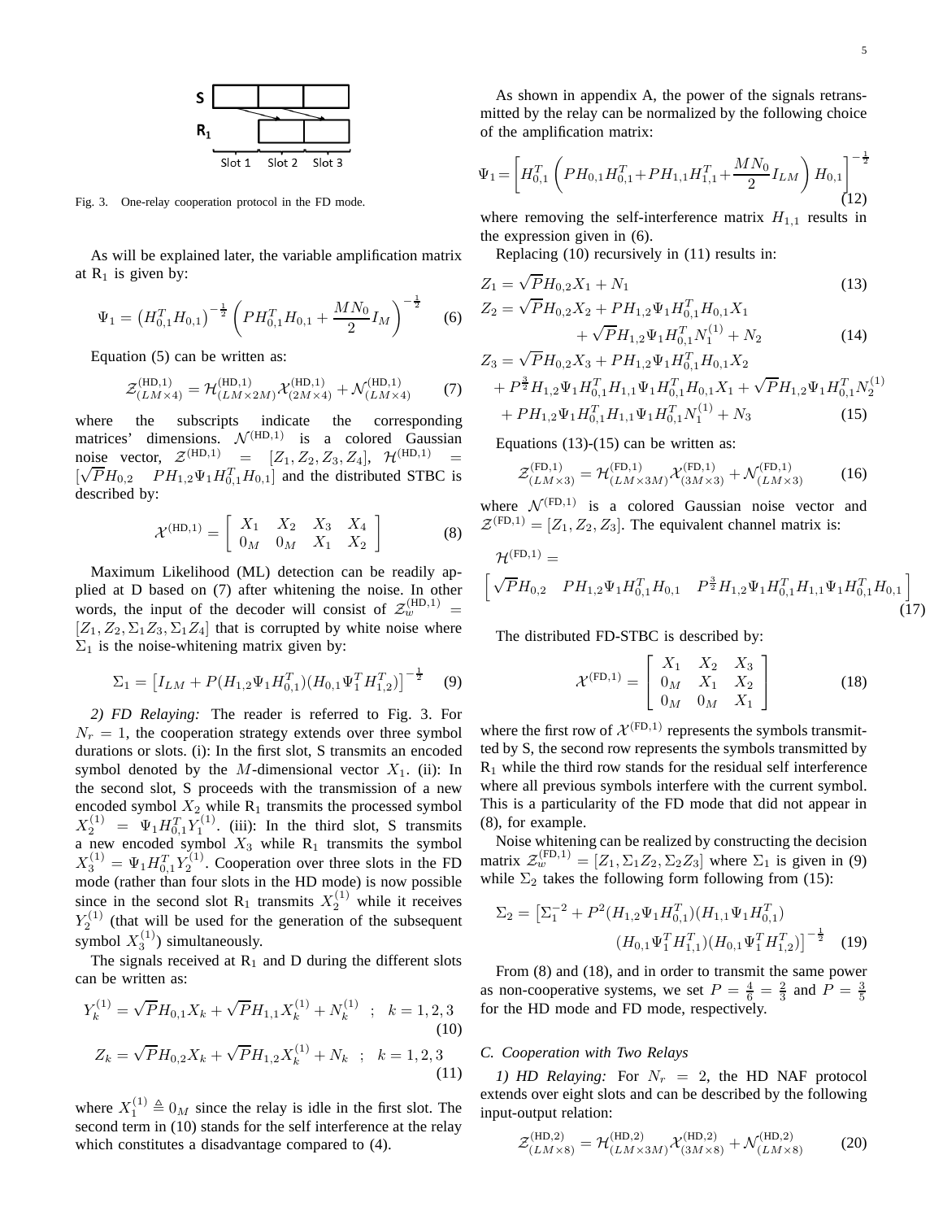Fig. 3. One-relay cooperation protocol in the FD mode.

As will be explained later, the variable amplification matrix at $R_1$ is given by:

$$\Psi_1 = \left(H_{0,1}^T H_{0,1}\right)^{-\frac{1}{2}} \left(P H_{0,1}^T H_{0,1} + \frac{MN_0}{2} I_M\right)^{-\frac{1}{2}} \quad (6)$$

Equation (5) can be written as:

$$\mathcal{Z}^{(\text{HD},1)}_{(LM\times 4)} = \mathcal{H}^{(\text{HD},1)}_{(LM\times 2M)} \mathcal{X}^{(\text{HD},1)}_{(2M\times 4)} + \mathcal{N}^{(\text{HD},1)}_{(LM\times 4)} \quad (7)$$

where the subscripts indicate the corresponding matrices' dimensions. $\mathcal{N}^{(\text{HD},1)}$ is a colored Gaussian noise vector, $\mathcal{Z}^{(\text{HD},1)} = [Z_1, Z_2, Z_3, Z_4]$, $\mathcal{H}^{(\text{HD},1)} = [\sqrt{P}H_{0,2} \quad PH_{1,2}\Psi_1 H_{0,1}^T H_{0,1}]$ and the distributed STBC is described by:

$$\mathcal{X}^{(\text{HD},1)} = \begin{bmatrix} X_1 & X_2 & X_3 & X_4 \\ 0_M & 0_M & X_1 & X_2 \end{bmatrix} \quad (8)$$

Maximum Likelihood (ML) detection can be readily applied at D based on (7) after whitening the noise. In other words, the input of the decoder will consist of $\mathcal{Z}^{(\text{HD},1)}_w = [Z_1, Z_2, \Sigma_1 Z_3, \Sigma_1 Z_4]$ that is corrupted by white noise where $\Sigma_1$ is the noise-whitening matrix given by:

$$\Sigma_1 = \left[I_{LM} + P(H_{1,2}\Psi_1 H_{0,1}^T)(H_{0,1}\Psi_1^T H_{1,2}^T)\right]^{-\frac{1}{2}} \quad (9)$$

*2) FD Relaying:* The reader is referred to Fig. 3. For $N_r = 1$, the cooperation strategy extends over three symbol durations or slots. (i): In the first slot, S transmits an encoded symbol denoted by the $M$-dimensional vector $X_1$. (ii): In the second slot, S proceeds with the transmission of a new encoded symbol $X_2$ while $R_1$ transmits the processed symbol $X_2^{(1)} = \Psi_1 H_{0,1}^T Y_1^{(1)}$. (iii): In the third slot, S transmits a new encoded symbol $X_3$ while $R_1$ transmits the symbol $X_3^{(1)} = \Psi_1 H_{0,1}^T Y_2^{(1)}$. Cooperation over three slots in the FD mode (rather than four slots in the HD mode) is now possible since in the second slot $R_1$ transmits $X_2^{(1)}$ while it receives $Y_2^{(1)}$ (that will be used for the generation of the subsequent symbol $X_3^{(1)}$) simultaneously.

The signals received at $R_1$ and D during the different slots can be written as:

$$Y_k^{(1)} = \sqrt{P}H_{0,1}X_k + \sqrt{P}H_{1,1}X_k^{(1)} + N_k^{(1)} \quad ; \quad k = 1,2,3 \quad (10)$$

$$Z_k = \sqrt{P}H_{0,2}X_k + \sqrt{P}H_{1,2}X_k^{(1)} + N_k \quad ; \quad k = 1,2,3 \quad (11)$$

where $X_1^{(1)} \triangleq 0_M$ since the relay is idle in the first slot. The second term in (10) stands for the self interference at the relay which constitutes a disadvantage compared to (4).

As shown in appendix A, the power of the signals retransmitted by the relay can be normalized by the following choice of the amplification matrix:

$$\Psi_1 = \left[H_{0,1}^T \left(PH_{0,1}H_{0,1}^T + PH_{1,1}H_{1,1}^T + \frac{MN_0}{2} I_{LM}\right) H_{0,1}\right]^{-\frac{1}{2}} \quad (12)$$

where removing the self-interference matrix $H_{1,1}$ results in the expression given in (6).

Replacing (10) recursively in (11) results in:

$$Z_1 = \sqrt{P}H_{0,2}X_1 + N_1 \quad (13)$$

$$Z_2 = \sqrt{P}H_{0,2}X_2 + PH_{1,2}\Psi_1 H_{0,1}^T H_{0,1}X_1 + \sqrt{P}H_{1,2}\Psi_1 H_{0,1}^T N_1^{(1)} + N_2 \quad (14)$$

$$\begin{aligned} Z_3 = {} & \sqrt{P}H_{0,2}X_3 + PH_{1,2}\Psi_1 H_{0,1}^T H_{0,1}X_2 \\ & + P^{\frac{3}{2}} H_{1,2}\Psi_1 H_{0,1}^T H_{1,1}\Psi_1 H_{0,1}^T H_{0,1}X_1 + \sqrt{P}H_{1,2}\Psi_1 H_{0,1}^T N_2^{(1)} \\ & + PH_{1,2}\Psi_1 H_{0,1}^T H_{1,1}\Psi_1 H_{0,1}^T N_1^{(1)} + N_3 \end{aligned} \quad (15)$$

Equations (13)-(15) can be written as:

$$\mathcal{Z}^{(\text{FD},1)}_{(LM\times 3)} = \mathcal{H}^{(\text{FD},1)}_{(LM\times 3M)} \mathcal{X}^{(\text{FD},1)}_{(3M\times 3)} + \mathcal{N}^{(\text{FD},1)}_{(LM\times 3)} \quad (16)$$

where $\mathcal{N}^{(\text{FD},1)}$ is a colored Gaussian noise vector and $\mathcal{Z}^{(\text{FD},1)} = [Z_1, Z_2, Z_3]$. The equivalent channel matrix is:

$$\mathcal{H}^{(\text{FD},1)} = \left[\sqrt{P}H_{0,2} \quad PH_{1,2}\Psi_1 H_{0,1}^T H_{0,1} \quad P^{\frac{3}{2}} H_{1,2}\Psi_1 H_{0,1}^T H_{1,1}\Psi_1 H_{0,1}^T H_{0,1}\right] \quad (17)$$

The distributed FD-STBC is described by:

$$\mathcal{X}^{(\text{FD},1)} = \begin{bmatrix} X_1 & X_2 & X_3 \\ 0_M & X_1 & X_2 \\ 0_M & 0_M & X_1 \end{bmatrix} \quad (18)$$

where the first row of $\mathcal{X}^{(\text{FD},1)}$ represents the symbols transmitted by S, the second row represents the symbols transmitted by $R_1$ while the third row stands for the residual self interference where all previous symbols interfere with the current symbol. This is a particularity of the FD mode that did not appear in (8), for example.

Noise whitening can be realized by constructing the decision matrix $\mathcal{Z}^{(\text{FD},1)}_w = [Z_1, \Sigma_1 Z_2, \Sigma_2 Z_3]$ where $\Sigma_1$ is given in (9) while $\Sigma_2$ takes the following form following from (15):

$$\Sigma_2 = \left[\Sigma_1^{-2} + P^2 (H_{1,2}\Psi_1 H_{0,1}^T)(H_{1,1}\Psi_1 H_{0,1}^T)(H_{0,1}\Psi_1^T H_{1,1}^T)(H_{0,1}\Psi_1^T H_{1,2}^T)\right]^{-\frac{1}{2}} \quad (19)$$

From (8) and (18), and in order to transmit the same power as non-cooperative systems, we set $P = \frac{4}{6} = \frac{2}{3}$ and $P = \frac{3}{5}$ for the HD mode and FD mode, respectively.

### C. Cooperation with Two Relays

*1) HD Relaying:* For $N_r = 2$, the HD NAF protocol extends over eight slots and can be described by the following input-output relation:

$$\mathcal{Z}^{(\text{HD},2)}_{(LM\times 8)} = \mathcal{H}^{(\text{HD},2)}_{(LM\times 3M)} \mathcal{X}^{(\text{HD},2)}_{(3M\times 8)} + \mathcal{N}^{(\text{HD},2)}_{(LM\times 8)} \quad (20)$$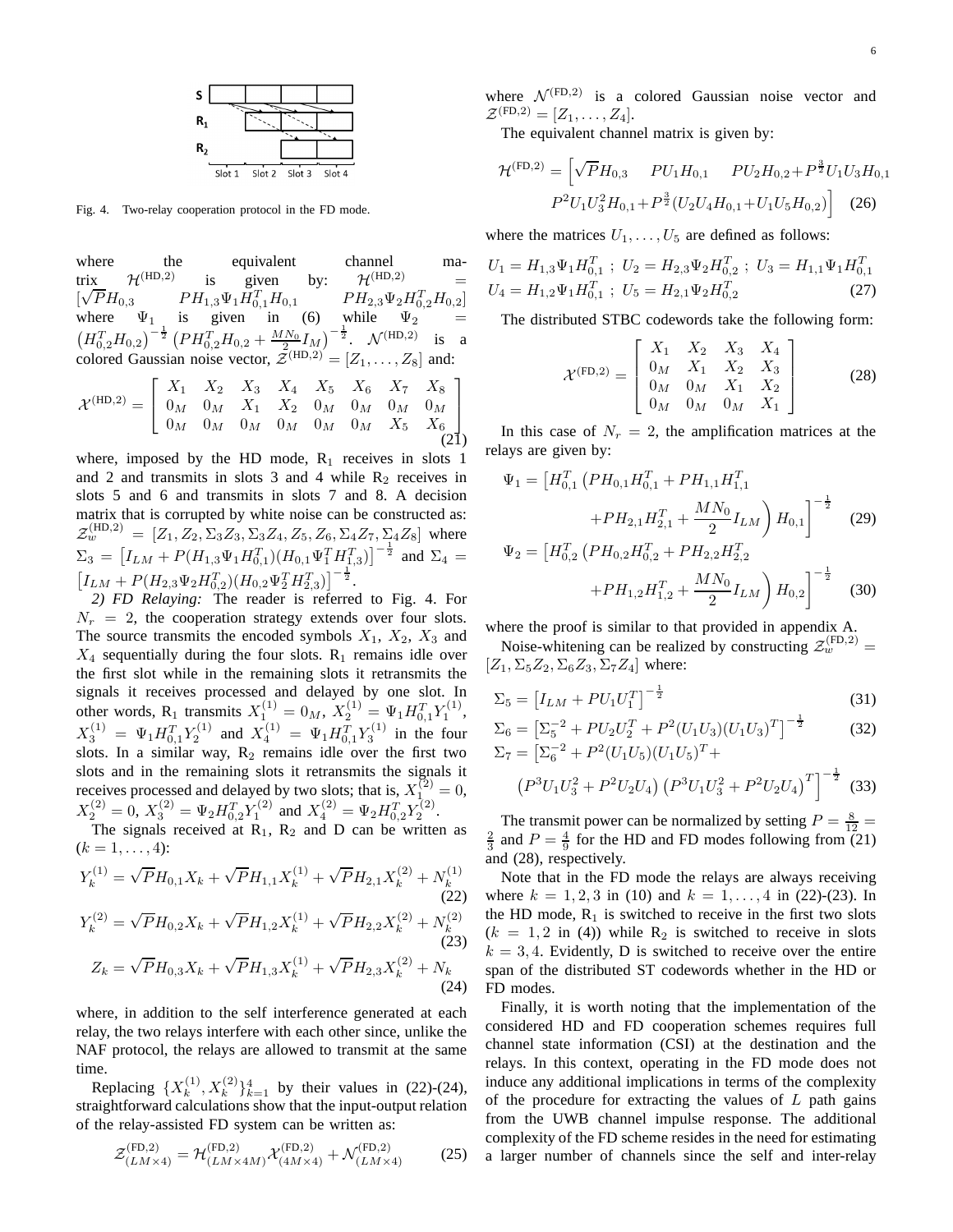Fig. 4. Two-relay cooperation protocol in the FD mode.

where the equivalent channel matrix $\mathcal{H}^{(\mathrm{HD},2)}$ is given by: $\mathcal{H}^{(\mathrm{HD},2)} = [\sqrt{P}H_{0,3} \quad PH_{1,3}\Psi_1 H_{0,1}^T H_{0,1} \quad PH_{2,3}\Psi_2 H_{0,2}^T H_{0,2}]$ where $\Psi_1$ is given in (6) while $\Psi_2 = \left(H_{0,2}^T H_{0,2}\right)^{-\frac{1}{2}} \left(PH_{0,2}^T H_{0,2} + \frac{MN_0}{2} I_M\right)^{-\frac{1}{2}}$. $\mathcal{N}^{(\mathrm{HD},2)}$ is a colored Gaussian noise vector, $\mathcal{Z}^{(\mathrm{HD},2)} = [Z_1, \dots, Z_8]$ and:

$$\mathcal{X}^{(\mathrm{HD},2)} = \begin{bmatrix} X_1 & X_2 & X_3 & X_4 & X_5 & X_6 & X_7 & X_8 \\ 0_M & 0_M & X_1 & X_2 & 0_M & 0_M & 0_M & 0_M \\ 0_M & 0_M & 0_M & 0_M & 0_M & 0_M & X_5 & X_6 \end{bmatrix} \tag{21}$$

where, imposed by the HD mode, $\mathrm{R}_1$ receives in slots 1 and 2 and transmits in slots 3 and 4 while $\mathrm{R}_2$ receives in slots 5 and 6 and transmits in slots 7 and 8. A decision matrix that is corrupted by white noise can be constructed as: $\mathcal{Z}_w^{(\mathrm{HD},2)} = [Z_1, Z_2, \Sigma_3 Z_3, \Sigma_3 Z_4, Z_5, Z_6, \Sigma_4 Z_7, \Sigma_4 Z_8]$ where $\Sigma_3 = \left[I_{LM} + P(H_{1,3}\Psi_1 H_{0,1}^T)(H_{0,1}\Psi_1^T H_{1,3}^T)\right]^{-\frac{1}{2}}$ and $\Sigma_4 = \left[I_{LM} + P(H_{2,3}\Psi_2 H_{0,2}^T)(H_{0,2}\Psi_2^T H_{2,3}^T)\right]^{-\frac{1}{2}}$.

*2) FD Relaying:* The reader is referred to Fig. 4. For $N_r = 2$, the cooperation strategy extends over four slots. The source transmits the encoded symbols $X_1$, $X_2$, $X_3$ and $X_4$ sequentially during the four slots. $\mathrm{R}_1$ remains idle over the first slot while in the remaining slots it retransmits the signals it receives processed and delayed by one slot. In other words, $\mathrm{R}_1$ transmits $X_1^{(1)} = 0_M$, $X_2^{(1)} = \Psi_1 H_{0,1}^T Y_1^{(1)}$, $X_3^{(1)} = \Psi_1 H_{0,1}^T Y_2^{(1)}$ and $X_4^{(1)} = \Psi_1 H_{0,1}^T Y_3^{(1)}$ in the four slots. In a similar way, $\mathrm{R}_2$ remains idle over the first two slots and in the remaining slots it retransmits the signals it receives processed and delayed by two slots; that is, $X_1^{(2)} = 0$, $X_2^{(2)} = 0$, $X_3^{(2)} = \Psi_2 H_{0,2}^T Y_1^{(2)}$ and $X_4^{(2)} = \Psi_2 H_{0,2}^T Y_2^{(2)}$.

The signals received at $\mathrm{R}_1$, $\mathrm{R}_2$ and D can be written as $(k = 1, \dots, 4)$:

$$Y_k^{(1)} = \sqrt{P}H_{0,1}X_k + \sqrt{P}H_{1,1}X_k^{(1)} + \sqrt{P}H_{2,1}X_k^{(2)} + N_k^{(1)} \tag{22}$$

$$Y_k^{(2)} = \sqrt{P}H_{0,2}X_k + \sqrt{P}H_{1,2}X_k^{(1)} + \sqrt{P}H_{2,2}X_k^{(2)} + N_k^{(2)} \tag{23}$$

$$Z_k = \sqrt{P}H_{0,3}X_k + \sqrt{P}H_{1,3}X_k^{(1)} + \sqrt{P}H_{2,3}X_k^{(2)} + N_k \tag{24}$$

where, in addition to the self interference generated at each relay, the two relays interfere with each other since, unlike the NAF protocol, the relays are allowed to transmit at the same time.

Replacing $\{X_k^{(1)}, X_k^{(2)}\}_{k=1}^4$ by their values in (22)-(24), straightforward calculations show that the input-output relation of the relay-assisted FD system can be written as:

$$\mathcal{Z}_{(LM\times 4)}^{(\mathrm{FD},2)} = \mathcal{H}_{(LM\times 4M)}^{(\mathrm{FD},2)} \mathcal{X}_{(4M\times 4)}^{(\mathrm{FD},2)} + \mathcal{N}_{(LM\times 4)}^{(\mathrm{FD},2)} \tag{25}$$

where $\mathcal{N}^{(\mathrm{FD},2)}$ is a colored Gaussian noise vector and $\mathcal{Z}^{(\mathrm{FD},2)} = [Z_1, \dots, Z_4]$.

The equivalent channel matrix is given by:

$$\mathcal{H}^{(\mathrm{FD},2)} = \Big[\sqrt{P}H_{0,3} \quad PU_1 H_{0,1} \quad PU_2 H_{0,2} + P^{\frac{3}{2}} U_1 U_3 H_{0,1} \quad P^2 U_1 U_3^2 H_{0,1} + P^{\frac{3}{2}}(U_2 U_4 H_{0,1} + U_1 U_5 H_{0,2})\Big] \tag{26}$$

where the matrices $U_1, \dots, U_5$ are defined as follows:

$$U_1 = H_{1,3}\Psi_1 H_{0,1}^T \; ; \; U_2 = H_{2,3}\Psi_2 H_{0,2}^T \; ; \; U_3 = H_{1,1}\Psi_1 H_{0,1}^T$$
$$U_4 = H_{1,2}\Psi_1 H_{0,1}^T \; ; \; U_5 = H_{2,1}\Psi_2 H_{0,2}^T \tag{27}$$

The distributed STBC codewords take the following form:

$$\mathcal{X}^{(\mathrm{FD},2)} = \begin{bmatrix} X_1 & X_2 & X_3 & X_4 \\ 0_M & X_1 & X_2 & X_3 \\ 0_M & 0_M & X_1 & X_2 \\ 0_M & 0_M & 0_M & X_1 \end{bmatrix} \tag{28}$$

In this case of $N_r = 2$, the amplification matrices at the relays are given by:

$$\Psi_1 = \left[H_{0,1}^T \left(PH_{0,1}H_{0,1}^T + PH_{1,1}H_{1,1}^T + PH_{2,1}H_{2,1}^T + \frac{MN_0}{2} I_{LM}\right) H_{0,1}\right]^{-\frac{1}{2}} \tag{29}$$

$$\Psi_2 = \left[H_{0,2}^T \left(PH_{0,2}H_{0,2}^T + PH_{2,2}H_{2,2}^T + PH_{1,2}H_{1,2}^T + \frac{MN_0}{2} I_{LM}\right) H_{0,2}\right]^{-\frac{1}{2}} \tag{30}$$

where the proof is similar to that provided in appendix A.

Noise-whitening can be realized by constructing $\mathcal{Z}_w^{(\mathrm{FD},2)} = [Z_1, \Sigma_5 Z_2, \Sigma_6 Z_3, \Sigma_7 Z_4]$ where:

$$\Sigma_5 = \left[I_{LM} + PU_1 U_1^T\right]^{-\frac{1}{2}} \tag{31}$$

$$\Sigma_6 = \left[\Sigma_5^{-2} + PU_2 U_2^T + P^2 (U_1 U_3)(U_1 U_3)^T\right]^{-\frac{1}{2}} \tag{32}$$

$$\Sigma_7 = \Big[\Sigma_6^{-2} + P^2 (U_1 U_5)(U_1 U_5)^T + \left(P^3 U_1 U_3^2 + P^2 U_2 U_4\right)\left(P^3 U_1 U_3^2 + P^2 U_2 U_4\right)^T\Big]^{-\frac{1}{2}} \tag{33}$$

The transmit power can be normalized by setting $P = \frac{8}{12} = \frac{2}{3}$ and $P = \frac{4}{9}$ for the HD and FD modes following from (21) and (28), respectively.

Note that in the FD mode the relays are always receiving where $k = 1, 2, 3$ in (10) and $k = 1, \dots, 4$ in (22)-(23). In the HD mode, $\mathrm{R}_1$ is switched to receive in the first two slots ($k = 1, 2$ in (4)) while $\mathrm{R}_2$ is switched to receive in slots $k = 3, 4$. Evidently, D is switched to receive over the entire span of the distributed ST codewords whether in the HD or FD modes.

Finally, it is worth noting that the implementation of the considered HD and FD cooperation schemes requires full channel state information (CSI) at the destination and the relays. In this context, operating in the FD mode does not induce any additional implications in terms of the complexity of the procedure for extracting the values of $L$ path gains from the UWB channel impulse response. The additional complexity of the FD scheme resides in the need for estimating a larger number of channels since the self and inter-relay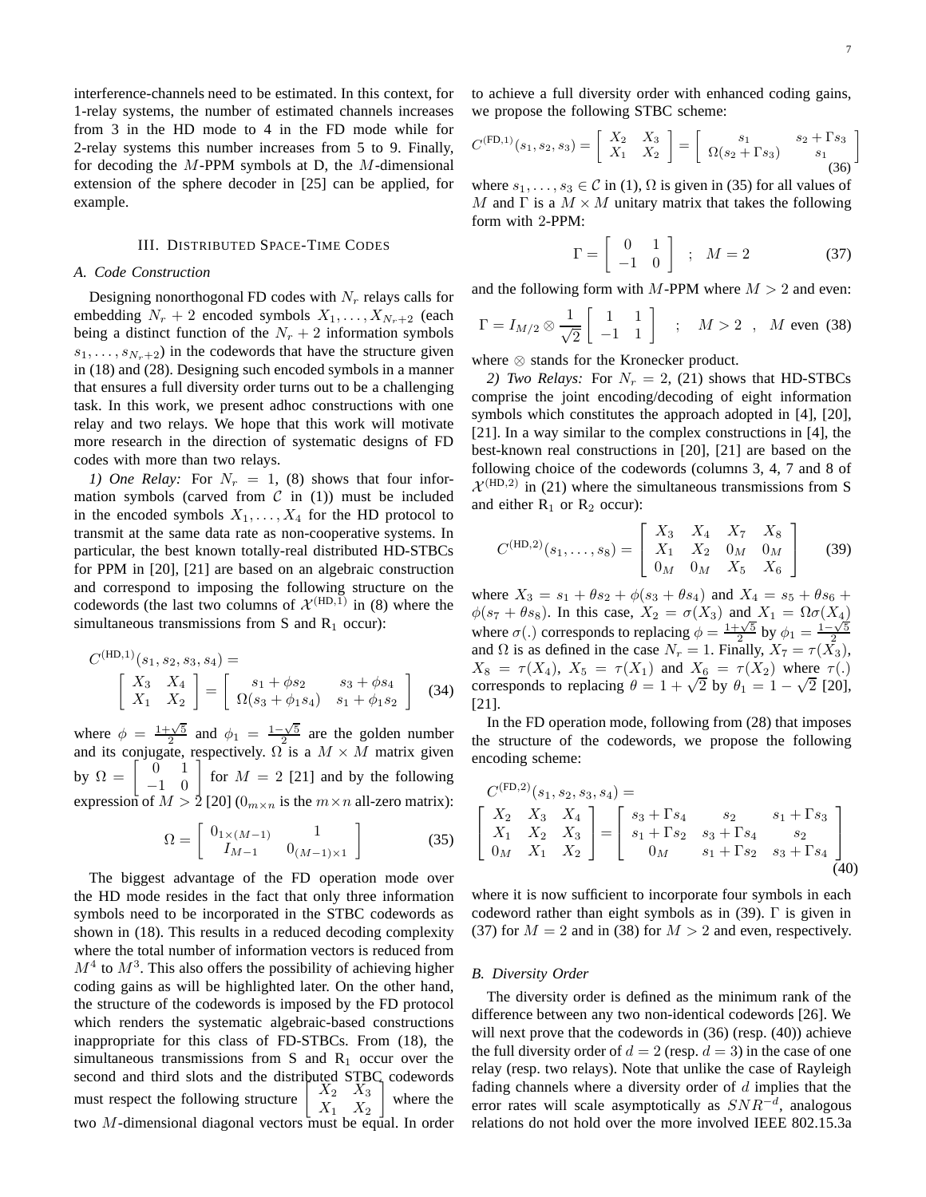interference-channels need to be estimated. In this context, for 1-relay systems, the number of estimated channels increases from 3 in the HD mode to 4 in the FD mode while for 2-relay systems this number increases from 5 to 9. Finally, for decoding the $M$-PPM symbols at D, the $M$-dimensional extension of the sphere decoder in [25] can be applied, for example.

## III. Distributed Space-Time Codes

### A. Code Construction

Designing nonorthogonal FD codes with $N_r$ relays calls for embedding $N_r+2$ encoded symbols $X_1,\dots,X_{N_r+2}$ (each being a distinct function of the $N_r+2$ information symbols $s_1,\dots,s_{N_r+2}$) in the codewords that have the structure given in (18) and (28). Designing such encoded symbols in a manner that ensures a full diversity order turns out to be a challenging task. In this work, we present adhoc constructions with one relay and two relays. We hope that this work will motivate more research in the direction of systematic designs of FD codes with more than two relays.

*1) One Relay:* For $N_r=1$, (8) shows that four information symbols (carved from $\mathcal{C}$ in (1)) must be included in the encoded symbols $X_1,\dots,X_4$ for the HD protocol to transmit at the same data rate as non-cooperative systems. In particular, the best known totally-real distributed HD-STBCs for PPM in [20], [21] are based on an algebraic construction and correspond to imposing the following structure on the codewords (the last two columns of $\mathcal{X}^{(\text{HD},1)}$ in (8) where the simultaneous transmissions from S and $\text{R}_1$ occur):

$$C^{(\text{HD},1)}(s_1,s_2,s_3,s_4)=\begin{bmatrix} X_3 & X_4 \\ X_1 & X_2 \end{bmatrix}=\begin{bmatrix} s_1+\phi s_2 & s_3+\phi s_4 \\ \Omega(s_3+\phi_1 s_4) & s_1+\phi_1 s_2 \end{bmatrix} \quad (34)$$

where $\phi=\frac{1+\sqrt{5}}{2}$ and $\phi_1=\frac{1-\sqrt{5}}{2}$ are the golden number and its conjugate, respectively. $\Omega$ is a $M\times M$ matrix given by $\Omega=\begin{bmatrix} 0 & 1 \\ -1 & 0 \end{bmatrix}$ for $M=2$ [21] and by the following expression of $M>2$ [20] ($0_{m\times n}$ is the $m\times n$ all-zero matrix):

$$\Omega=\begin{bmatrix} 0_{1\times(M-1)} & 1 \\ I_{M-1} & 0_{(M-1)\times 1} \end{bmatrix} \quad (35)$$

The biggest advantage of the FD operation mode over the HD mode resides in the fact that only three information symbols need to be incorporated in the STBC codewords as shown in (18). This results in a reduced decoding complexity where the total number of information vectors is reduced from $M^4$ to $M^3$. This also offers the possibility of achieving higher coding gains as will be highlighted later. On the other hand, the structure of the codewords is imposed by the FD protocol which renders the systematic algebraic-based constructions inappropriate for this class of FD-STBCs. From (18), the simultaneous transmissions from S and $\text{R}_1$ occur over the second and third slots and the distributed STBC codewords must respect the following structure $\begin{bmatrix} X_2 & X_3 \\ X_1 & X_2 \end{bmatrix}$ where the two $M$-dimensional diagonal vectors must be equal. In order to achieve a full diversity order with enhanced coding gains, we propose the following STBC scheme:

$$C^{(\text{FD},1)}(s_1,s_2,s_3)=\begin{bmatrix} X_2 & X_3 \\ X_1 & X_2 \end{bmatrix}=\begin{bmatrix} s_1 & s_2+\Gamma s_3 \\ \Omega(s_2+\Gamma s_3) & s_1 \end{bmatrix} \quad (36)$$

where $s_1,\dots,s_3\in\mathcal{C}$ in (1), $\Omega$ is given in (35) for all values of $M$ and $\Gamma$ is a $M\times M$ unitary matrix that takes the following form with 2-PPM:

$$\Gamma=\begin{bmatrix} 0 & 1 \\ -1 & 0 \end{bmatrix} \;\; ; \;\; M=2 \quad (37)$$

and the following form with $M$-PPM where $M>2$ and even:

$$\Gamma=I_{M/2}\otimes\frac{1}{\sqrt{2}}\begin{bmatrix} 1 & 1 \\ -1 & 1 \end{bmatrix} \;\; ; \;\; M>2 \;\; , \;\; M \text{ even} \quad (38)$$

where $\otimes$ stands for the Kronecker product.

*2) Two Relays:* For $N_r=2$, (21) shows that HD-STBCs comprise the joint encoding/decoding of eight information symbols which constitutes the approach adopted in [4], [20], [21]. In a way similar to the complex constructions in [4], the best-known real constructions in [20], [21] are based on the following choice of the codewords (columns 3, 4, 7 and 8 of $\mathcal{X}^{(\text{HD},2)}$ in (21) where the simultaneous transmissions from S and either $\text{R}_1$ or $\text{R}_2$ occur):

$$C^{(\text{HD},2)}(s_1,\dots,s_8)=\begin{bmatrix} X_3 & X_4 & X_7 & X_8 \\ X_1 & X_2 & 0_M & 0_M \\ 0_M & 0_M & X_5 & X_6 \end{bmatrix} \quad (39)$$

where $X_3=s_1+\theta s_2+\phi(s_3+\theta s_4)$ and $X_4=s_5+\theta s_6+\phi(s_7+\theta s_8)$. In this case, $X_2=\sigma(X_3)$ and $X_1=\Omega\sigma(X_4)$ where $\sigma(.)$ corresponds to replacing $\phi=\frac{1+\sqrt{5}}{2}$ by $\phi_1=\frac{1-\sqrt{5}}{2}$ and $\Omega$ is as defined in the case $N_r=1$. Finally, $X_7=\tau(X_3)$, $X_8=\tau(X_4)$, $X_5=\tau(X_1)$ and $X_6=\tau(X_2)$ where $\tau(.)$ corresponds to replacing $\theta=1+\sqrt{2}$ by $\theta_1=1-\sqrt{2}$ [20], [21].

In the FD operation mode, following from (28) that imposes the structure of the codewords, we propose the following encoding scheme:

$$C^{(\text{FD},2)}(s_1,s_2,s_3,s_4)=\begin{bmatrix} X_2 & X_3 & X_4 \\ X_1 & X_2 & X_3 \\ 0_M & X_1 & X_2 \end{bmatrix}=\begin{bmatrix} s_3+\Gamma s_4 & s_2 & s_1+\Gamma s_3 \\ s_1+\Gamma s_2 & s_3+\Gamma s_4 & s_2 \\ 0_M & s_1+\Gamma s_2 & s_3+\Gamma s_4 \end{bmatrix} \quad (40)$$

where it is now sufficient to incorporate four symbols in each codeword rather than eight symbols as in (39). $\Gamma$ is given in (37) for $M=2$ and in (38) for $M>2$ and even, respectively.

### B. Diversity Order

The diversity order is defined as the minimum rank of the difference between any two non-identical codewords [26]. We will next prove that the codewords in (36) (resp. (40)) achieve the full diversity order of $d=2$ (resp. $d=3$) in the case of one relay (resp. two relays). Note that unlike the case of Rayleigh fading channels where a diversity order of $d$ implies that the error rates will scale asymptotically as $SNR^{-d}$, analogous relations do not hold over the more involved IEEE 802.15.3a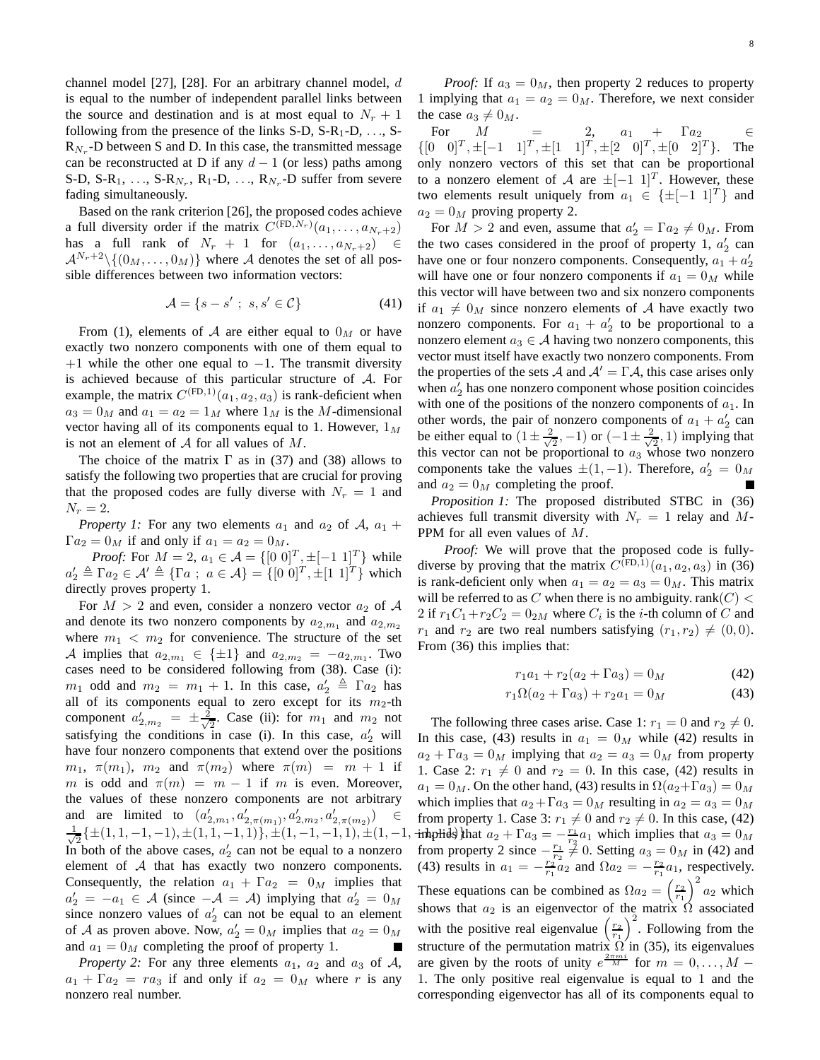channel model [27], [28]. For an arbitrary channel model, $d$ is equal to the number of independent parallel links between the source and destination and is at most equal to $N_r + 1$ following from the presence of the links S-D, S-R$_1$-D, …, S-R$_{N_r}$-D between S and D. In this case, the transmitted message can be reconstructed at D if any $d-1$ (or less) paths among S-D, S-R$_1$, …, S-R$_{N_r}$, R$_1$-D, …, R$_{N_r}$-D suffer from severe fading simultaneously.

Based on the rank criterion [26], the proposed codes achieve a full diversity order if the matrix $C^{(\text{FD},N_r)}(a_1,\dots,a_{N_r+2})$ has a full rank of $N_r+1$ for $(a_1,\dots,a_{N_r+2}) \in \mathcal{A}^{N_r+2}\backslash\{(0_M,\dots,0_M)\}$ where $\mathcal{A}$ denotes the set of all possible differences between two information vectors:

$$\mathcal{A} = \{s - s' \ ; \ s, s' \in \mathcal{C}\} \tag{41}$$

From (1), elements of $\mathcal{A}$ are either equal to $0_M$ or have exactly two nonzero components with one of them equal to $+1$ while the other one equal to $-1$. The transmit diversity is achieved because of this particular structure of $\mathcal{A}$. For example, the matrix $C^{(\text{FD},1)}(a_1,a_2,a_3)$ is rank-deficient when $a_3 = 0_M$ and $a_1 = a_2 = 1_M$ where $1_M$ is the $M$-dimensional vector having all of its components equal to 1. However, $1_M$ is not an element of $\mathcal{A}$ for all values of $M$.

The choice of the matrix $\Gamma$ as in (37) and (38) allows to satisfy the following two properties that are crucial for proving that the proposed codes are fully diverse with $N_r = 1$ and $N_r = 2$.

*Property 1:* For any two elements $a_1$ and $a_2$ of $\mathcal{A}$, $a_1 + \Gamma a_2 = 0_M$ if and only if $a_1 = a_2 = 0_M$.

*Proof:* For $M = 2$, $a_1 \in \mathcal{A} = \{[0\ 0]^T, \pm[-1\ 1]^T\}$ while $a_2' \triangleq \Gamma a_2 \in \mathcal{A}' \triangleq \{\Gamma a \ ; \ a \in \mathcal{A}\} = \{[0\ 0]^T, \pm[1\ 1]^T\}$ which directly proves property 1.

For $M > 2$ and even, consider a nonzero vector $a_2$ of $\mathcal{A}$ and denote its two nonzero components by $a_{2,m_1}$ and $a_{2,m_2}$ where $m_1 < m_2$ for convenience. The structure of the set $\mathcal{A}$ implies that $a_{2,m_1} \in \{\pm 1\}$ and $a_{2,m_2} = -a_{2,m_1}$. Two cases need to be considered following from (38). Case (i): $m_1$ odd and $m_2 = m_1 + 1$. In this case, $a_2' \triangleq \Gamma a_2$ has all of its components equal to zero except for its $m_2$-th component $a'_{2,m_2} = \pm\frac{2}{\sqrt{2}}$. Case (ii): for $m_1$ and $m_2$ not satisfying the conditions in case (i). In this case, $a_2'$ will have four nonzero components that extend over the positions $m_1$, $\pi(m_1)$, $m_2$ and $\pi(m_2)$ where $\pi(m) = m+1$ if $m$ is odd and $\pi(m) = m-1$ if $m$ is even. Moreover, the values of these nonzero components are not arbitrary and are limited to $(a'_{2,m_1}, a'_{2,\pi(m_1)}, a'_{2,m_2}, a'_{2,\pi(m_2)}) \in \frac{1}{\sqrt{2}}\{\pm(1,1,-1,-1), \pm(1,1,-1,1)\}, \pm(1,-1,-1,1), \pm(1,-1,-1,-1)\}$. In both of the above cases, $a_2'$ can not be equal to a nonzero element of $\mathcal{A}$ that has exactly two nonzero components. Consequently, the relation $a_1 + \Gamma a_2 = 0_M$ implies that $a_2' = -a_1 \in \mathcal{A}$ (since $-\mathcal{A} = \mathcal{A}$) implying that $a_2' = 0_M$ since nonzero values of $a_2'$ can not be equal to an element of $\mathcal{A}$ as proven above. Now, $a_2' = 0_M$ implies that $a_2 = 0_M$ and $a_1 = 0_M$ completing the proof of property 1. ∎

*Property 2:* For any three elements $a_1$, $a_2$ and $a_3$ of $\mathcal{A}$, $a_1 + \Gamma a_2 = r a_3$ if and only if $a_2 = 0_M$ where $r$ is any nonzero real number.

*Proof:* If $a_3 = 0_M$, then property 2 reduces to property 1 implying that $a_1 = a_2 = 0_M$. Therefore, we next consider the case $a_3 \neq 0_M$.

For $M = 2$, $a_1 + \Gamma a_2 \in \{[0\ \ 0]^T, \pm[-1\ \ 1]^T, \pm[1\ \ 1]^T, \pm[2\ \ 0]^T, \pm[0\ \ 2]^T\}$. The only nonzero vectors of this set that can be proportional to a nonzero element of $\mathcal{A}$ are $\pm[-1\ \ 1]^T$. However, these two elements result uniquely from $a_1 \in \{\pm[-1\ \ 1]^T\}$ and $a_2 = 0_M$ proving property 2.

For $M > 2$ and even, assume that $a_2' = \Gamma a_2 \neq 0_M$. From the two cases considered in the proof of property 1, $a_2'$ can have one or four nonzero components. Consequently, $a_1 + a_2'$ will have one or four nonzero components if $a_1 = 0_M$ while this vector will have between two and six nonzero components if $a_1 \neq 0_M$ since nonzero elements of $\mathcal{A}$ have exactly two nonzero components. For $a_1 + a_2'$ to be proportional to a nonzero element $a_3 \in \mathcal{A}$ having two nonzero components, this vector must itself have exactly two nonzero components. From the properties of the sets $\mathcal{A}$ and $\mathcal{A}' = \Gamma\mathcal{A}$, this case arises only when $a_2'$ has one nonzero component whose position coincides with one of the positions of the nonzero components of $a_1$. In other words, the pair of nonzero components of $a_1 + a_2'$ can be either equal to $(1 \pm \frac{2}{\sqrt{2}}, -1)$ or $(-1 \pm \frac{2}{\sqrt{2}}, 1)$ implying that this vector can not be proportional to $a_3$ whose two nonzero components take the values $\pm(1,-1)$. Therefore, $a_2' = 0_M$ and $a_2 = 0_M$ completing the proof. ∎

*Proposition 1:* The proposed distributed STBC in (36) achieves full transmit diversity with $N_r = 1$ relay and $M$-PPM for all even values of $M$.

*Proof:* We will prove that the proposed code is fully-diverse by proving that the matrix $C^{(\text{FD},1)}(a_1,a_2,a_3)$ in (36) is rank-deficient only when $a_1 = a_2 = a_3 = 0_M$. This matrix will be referred to as $C$ when there is no ambiguity. rank$(C) < 2$ if $r_1 C_1 + r_2 C_2 = 0_{2M}$ where $C_i$ is the $i$-th column of $C$ and $r_1$ and $r_2$ are two real numbers satisfying $(r_1, r_2) \neq (0,0)$. From (36) this implies that:

$$r_1 a_1 + r_2(a_2 + \Gamma a_3) = 0_M \tag{42}$$

$$r_1 \Omega(a_2 + \Gamma a_3) + r_2 a_1 = 0_M \tag{43}$$

The following three cases arise. Case 1: $r_1 = 0$ and $r_2 \neq 0$. In this case, (43) results in $a_1 = 0_M$ while (42) results in $a_2 + \Gamma a_3 = 0_M$ implying that $a_2 = a_3 = 0_M$ from property 1. Case 2: $r_1 \neq 0$ and $r_2 = 0$. In this case, (42) results in $a_1 = 0_M$. On the other hand, (43) results in $\Omega(a_2 + \Gamma a_3) = 0_M$ which implies that $a_2 + \Gamma a_3 = 0_M$ resulting in $a_2 = a_3 = 0_M$ from property 1. Case 3: $r_1 \neq 0$ and $r_2 \neq 0$. In this case, (42) implies that $a_2 + \Gamma a_3 = -\frac{r_1}{r_2} a_1$ which implies that $a_3 = 0_M$ from property 2 since $-\frac{r_1}{r_2} \neq 0$. Setting $a_3 = 0_M$ in (42) and (43) results in $a_1 = -\frac{r_2}{r_1} a_2$ and $\Omega a_2 = -\frac{r_2}{r_1} a_1$, respectively. These equations can be combined as $\Omega a_2 = \left(\frac{r_2}{r_1}\right)^2 a_2$ which shows that $a_2$ is an eigenvector of the matrix $\Omega$ associated with the positive real eigenvalue $\left(\frac{r_2}{r_1}\right)^2$. Following from the structure of the permutation matrix $\Omega$ in (35), its eigenvalues are given by the roots of unity $e^{\frac{2\pi m i}{M}}$ for $m = 0, \dots, M-1$. The only positive real eigenvalue is equal to 1 and the corresponding eigenvector has all of its components equal to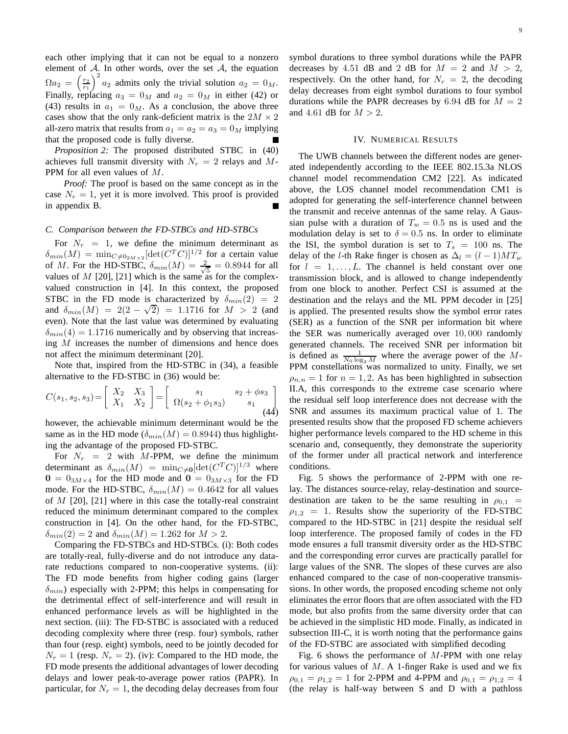each other implying that it can not be equal to a nonzero element of $\mathcal{A}$. In other words, over the set $\mathcal{A}$, the equation $\Omega a_2 = \left(\frac{r_2}{r_1}\right)^2 a_2$ admits only the trivial solution $a_2 = 0_M$. Finally, replacing $a_3 = 0_M$ and $a_2 = 0_M$ in either (42) or (43) results in $a_1 = 0_M$. As a conclusion, the above three cases show that the only rank-deficient matrix is the $2M \times 2$ all-zero matrix that results from $a_1 = a_2 = a_3 = 0_M$ implying that the proposed code is fully diverse. ■

*Proposition 2:* The proposed distributed STBC in (40) achieves full transmit diversity with $N_r = 2$ relays and $M$-PPM for all even values of $M$.

*Proof:* The proof is based on the same concept as in the case $N_r = 1$, yet it is more involved. This proof is provided in appendix B. ■

### C. Comparison between the FD-STBCs and HD-STBCs

For $N_r = 1$, we define the minimum determinant as $\delta_{min}(M) = \min_{C \neq 0_{2M\times 2}}[\det(C^T C)]^{1/2}$ for a certain value of $M$. For the HD-STBC, $\delta_{min}(M) = \frac{2}{\sqrt{5}} = 0.8944$ for all values of $M$ [20], [21] which is the same as for the complex-valued construction in [4]. In this context, the proposed STBC in the FD mode is characterized by $\delta_{min}(2) = 2$ and $\delta_{min}(M) = 2(2 - \sqrt{2}) = 1.1716$ for $M > 2$ (and even). Note that the last value was determined by evaluating $\delta_{min}(4) = 1.1716$ numerically and by observing that increasing $M$ increases the number of dimensions and hence does not affect the minimum determinant [20].

Note that, inspired from the HD-STBC in (34), a feasible alternative to the FD-STBC in (36) would be:

$$C(s_1, s_2, s_3) = \begin{bmatrix} X_2 & X_3 \\ X_1 & X_2 \end{bmatrix} = \begin{bmatrix} s_1 & s_2 + \phi s_3 \\ \Omega(s_2 + \phi_1 s_3) & s_1 \end{bmatrix} \tag{44}$$

however, the achievable minimum determinant would be the same as in the HD mode ($\delta_{min}(M) = 0.8944$) thus highlighting the advantage of the proposed FD-STBC.

For $N_r = 2$ with $M$-PPM, we define the minimum determinant as $\delta_{min}(M) = \min_{C \neq \mathbf{0}}[\det(C^T C)]^{1/3}$ where $\mathbf{0} = 0_{3M\times 4}$ for the HD mode and $\mathbf{0} = 0_{3M\times 3}$ for the FD mode. For the HD-STBC, $\delta_{min}(M) = 0.4642$ for all values of $M$ [20], [21] where in this case the totally-real constraint reduced the minimum determinant compared to the complex construction in [4]. On the other hand, for the FD-STBC, $\delta_{min}(2) = 2$ and $\delta_{min}(M) = 1.262$ for $M > 2$.

Comparing the FD-STBCs and HD-STBCs. (i): Both codes are totally-real, fully-diverse and do not introduce any data-rate reductions compared to non-cooperative systems. (ii): The FD mode benefits from higher coding gains (larger $\delta_{min}$) especially with 2-PPM; this helps in compensating for the detrimental effect of self-interference and will result in enhanced performance levels as will be highlighted in the next section. (iii): The FD-STBC is associated with a reduced decoding complexity where three (resp. four) symbols, rather than four (resp. eight) symbols, need to be jointly decoded for $N_r = 1$ (resp. $N_r = 2$). (iv): Compared to the HD mode, the FD mode presents the additional advantages of lower decoding delays and lower peak-to-average power ratios (PAPR). In particular, for $N_r = 1$, the decoding delay decreases from four symbol durations to three symbol durations while the PAPR decreases by $4.51$ dB and $2$ dB for $M = 2$ and $M > 2$, respectively. On the other hand, for $N_r = 2$, the decoding delay decreases from eight symbol durations to four symbol durations while the PAPR decreases by $6.94$ dB for $M = 2$ and $4.61$ dB for $M > 2$.

## IV. Numerical Results

The UWB channels between the different nodes are generated independently according to the IEEE 802.15.3a NLOS channel model recommendation CM2 [22]. As indicated above, the LOS channel model recommendation CM1 is adopted for generating the self-interference channel between the transmit and receive antennas of the same relay. A Gaussian pulse with a duration of $T_w = 0.5$ ns is used and the modulation delay is set to $\delta = 0.5$ ns. In order to eliminate the ISI, the symbol duration is set to $T_s = 100$ ns. The delay of the $l$-th Rake finger is chosen as $\Delta_l = (l-1)MT_w$ for $l = 1, \dots, L$. The channel is held constant over one transmission block, and is allowed to change independently from one block to another. Perfect CSI is assumed at the destination and the relays and the ML PPM decoder in [25] is applied. The presented results show the symbol error rates (SER) as a function of the SNR per information bit where the SER was numerically averaged over $10,000$ randomly generated channels. The received SNR per information bit is defined as $\frac{1}{N_0 \log_2 M}$ where the average power of the $M$-PPM constellations was normalized to unity. Finally, we set $\rho_{n,n} = 1$ for $n = 1, 2$. As has been highlighted in subsection II.A, this corresponds to the extreme case scenario where the residual self loop interference does not decrease with the SNR and assumes its maximum practical value of 1. The presented results show that the proposed FD scheme achievers higher performance levels compared to the HD scheme in this scenario and, consequently, they demonstrate the superiority of the former under all practical network and interference conditions.

Fig. 5 shows the performance of 2-PPM with one relay. The distances source-relay, relay-destination and source-destination are taken to be the same resulting in $\rho_{0,1} = \rho_{1,2} = 1$. Results show the superiority of the FD-STBC compared to the HD-STBC in [21] despite the residual self loop interference. The proposed family of codes in the FD mode ensures a full transmit diversity order as the HD-STBC and the corresponding error curves are practically parallel for large values of the SNR. The slopes of these curves are also enhanced compared to the case of non-cooperative transmissions. In other words, the proposed encoding scheme not only eliminates the error floors that are often associated with the FD mode, but also profits from the same diversity order that can be achieved in the simplistic HD mode. Finally, as indicated in subsection III-C, it is worth noting that the performance gains of the FD-STBC are associated with simplified decoding

Fig. 6 shows the performance of $M$-PPM with one relay for various values of $M$. A 1-finger Rake is used and we fix $\rho_{0,1} = \rho_{1,2} = 1$ for 2-PPM and 4-PPM and $\rho_{0,1} = \rho_{1,2} = 4$ (the relay is half-way between S and D with a pathloss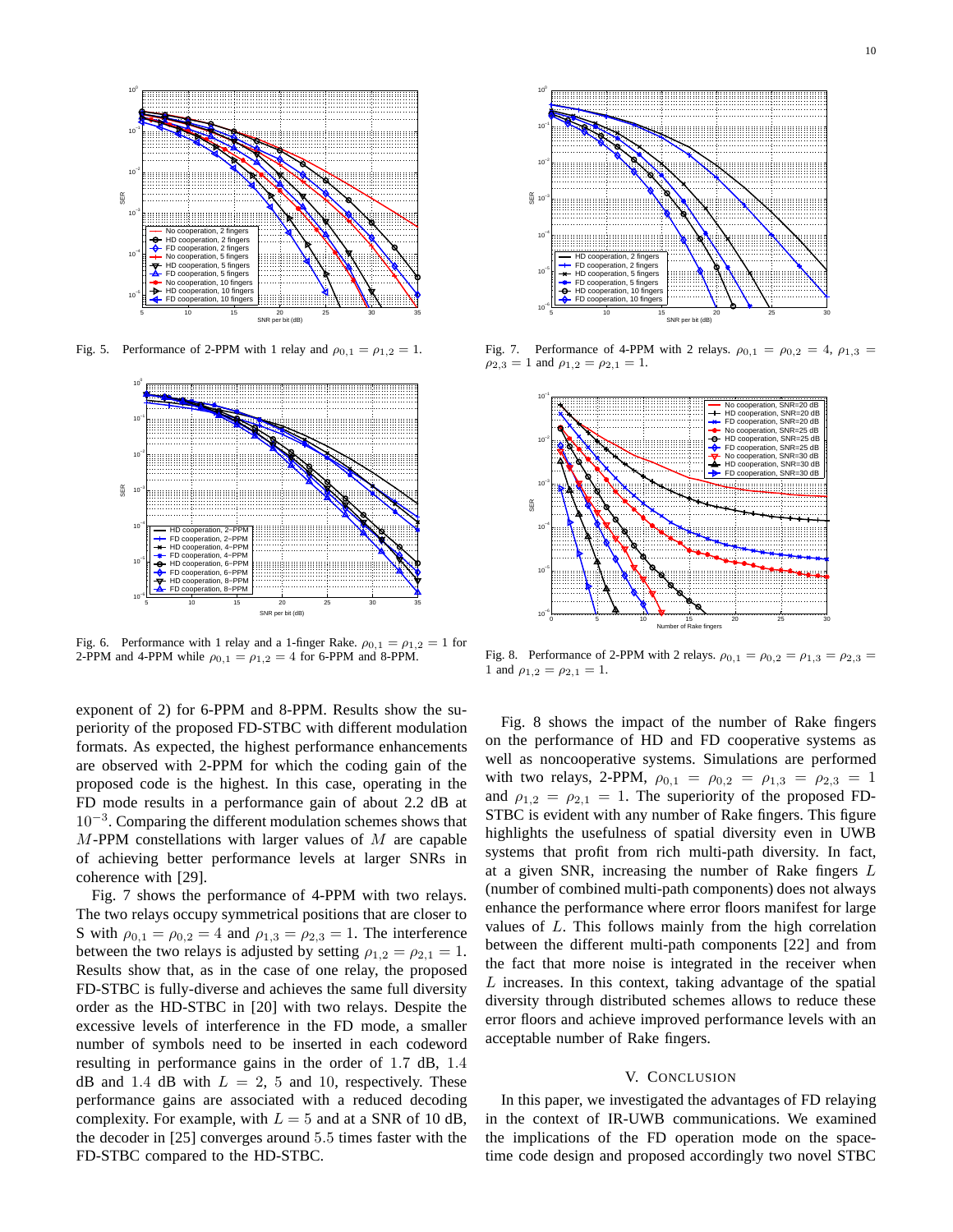Fig. 5. Performance of 2-PPM with 1 relay and $\rho_{0,1} = \rho_{1,2} = 1$.

Fig. 6. Performance with 1 relay and a 1-finger Rake. $\rho_{0,1} = \rho_{1,2} = 1$ for 2-PPM and 4-PPM while $\rho_{0,1} = \rho_{1,2} = 4$ for 6-PPM and 8-PPM.

Fig. 7. Performance of 4-PPM with 2 relays. $\rho_{0,1} = \rho_{0,2} = 4$, $\rho_{1,3} = \rho_{2,3} = 1$ and $\rho_{1,2} = \rho_{2,1} = 1$.

Fig. 8. Performance of 2-PPM with 2 relays. $\rho_{0,1} = \rho_{0,2} = \rho_{1,3} = \rho_{2,3} = 1$ and $\rho_{1,2} = \rho_{2,1} = 1$.

exponent of 2) for 6-PPM and 8-PPM. Results show the superiority of the proposed FD-STBC with different modulation formats. As expected, the highest performance enhancements are observed with 2-PPM for which the coding gain of the proposed code is the highest. In this case, operating in the FD mode results in a performance gain of about 2.2 dB at $10^{-3}$. Comparing the different modulation schemes shows that $M$-PPM constellations with larger values of $M$ are capable of achieving better performance levels at larger SNRs in coherence with [29].

Fig. 7 shows the performance of 4-PPM with two relays. The two relays occupy symmetrical positions that are closer to S with $\rho_{0,1} = \rho_{0,2} = 4$ and $\rho_{1,3} = \rho_{2,3} = 1$. The interference between the two relays is adjusted by setting $\rho_{1,2} = \rho_{2,1} = 1$. Results show that, as in the case of one relay, the proposed FD-STBC is fully-diverse and achieves the same full diversity order as the HD-STBC in [20] with two relays. Despite the excessive levels of interference in the FD mode, a smaller number of symbols need to be inserted in each codeword resulting in performance gains in the order of 1.7 dB, 1.4 dB and 1.4 dB with $L = 2$, 5 and 10, respectively. These performance gains are associated with a reduced decoding complexity. For example, with $L = 5$ and at a SNR of 10 dB, the decoder in [25] converges around 5.5 times faster with the FD-STBC compared to the HD-STBC.

Fig. 8 shows the impact of the number of Rake fingers on the performance of HD and FD cooperative systems as well as noncooperative systems. Simulations are performed with two relays, 2-PPM, $\rho_{0,1} = \rho_{0,2} = \rho_{1,3} = \rho_{2,3} = 1$ and $\rho_{1,2} = \rho_{2,1} = 1$. The superiority of the proposed FD-STBC is evident with any number of Rake fingers. This figure highlights the usefulness of spatial diversity even in UWB systems that profit from rich multi-path diversity. In fact, at a given SNR, increasing the number of Rake fingers $L$ (number of combined multi-path components) does not always enhance the performance where error floors manifest for large values of $L$. This follows mainly from the high correlation between the different multi-path components [22] and from the fact that more noise is integrated in the receiver when $L$ increases. In this context, taking advantage of the spatial diversity through distributed schemes allows to reduce these error floors and achieve improved performance levels with an acceptable number of Rake fingers.

## V. Conclusion

In this paper, we investigated the advantages of FD relaying in the context of IR-UWB communications. We examined the implications of the FD operation mode on the space-time code design and proposed accordingly two novel STBC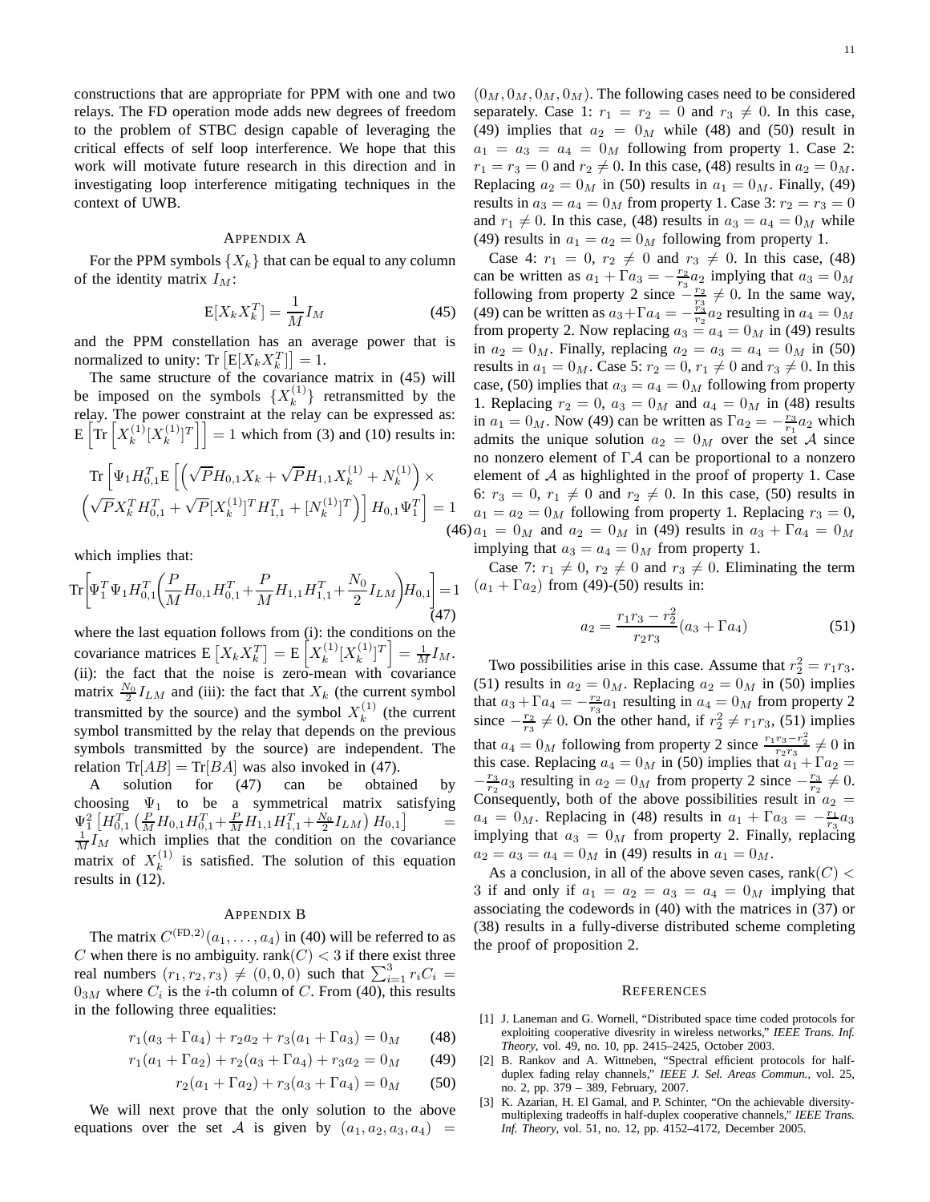constructions that are appropriate for PPM with one and two relays. The FD operation mode adds new degrees of freedom to the problem of STBC design capable of leveraging the critical effects of self loop interference. We hope that this work will motivate future research in this direction and in investigating loop interference mitigating techniques in the context of UWB.

## Appendix A

For the PPM symbols $\{X_k\}$ that can be equal to any column of the identity matrix $I_M$:

$$\mathrm{E}[X_k X_k^T] = \frac{1}{M} I_M \tag{45}$$

and the PPM constellation has an average power that is normalized to unity: $\mathrm{Tr}\left[\mathrm{E}[X_k X_k^T]\right] = 1$.

The same structure of the covariance matrix in (45) will be imposed on the symbols $\{X_k^{(1)}\}$ retransmitted by the relay. The power constraint at the relay can be expressed as: $\mathrm{E}\left[\mathrm{Tr}\left[X_k^{(1)}[X_k^{(1)}]^T\right]\right] = 1$ which from (3) and (10) results in:

$$\mathrm{Tr}\left[\Psi_1 H_{0,1}^T \mathrm{E}\left[\left(\sqrt{P}H_{0,1}X_k + \sqrt{P}H_{1,1}X_k^{(1)} + N_k^{(1)}\right) \times \left(\sqrt{P}X_k^T H_{0,1}^T + \sqrt{P}[X_k^{(1)}]^T H_{1,1}^T + [N_k^{(1)}]^T\right)\right] H_{0,1}\Psi_1^T\right] = 1 \tag{46}$$

which implies that:

$$\mathrm{Tr}\left[\Psi_1^T \Psi_1 H_{0,1}^T \left(\frac{P}{M}H_{0,1}H_{0,1}^T + \frac{P}{M}H_{1,1}H_{1,1}^T + \frac{N_0}{2}I_{LM}\right)H_{0,1}\right] = 1 \tag{47}$$

where the last equation follows from (i): the conditions on the covariance matrices $\mathrm{E}\left[X_k X_k^T\right] = \mathrm{E}\left[X_k^{(1)}[X_k^{(1)}]^T\right] = \frac{1}{M}I_M$. (ii): the fact that the noise is zero-mean with covariance matrix $\frac{N_0}{2}I_{LM}$ and (iii): the fact that $X_k$ (the current symbol transmitted by the source) and the symbol $X_k^{(1)}$ (the current symbol transmitted by the relay that depends on the previous symbols transmitted by the source) are independent. The relation $\mathrm{Tr}[AB] = \mathrm{Tr}[BA]$ was also invoked in (47).

A solution for (47) can be obtained by choosing $\Psi_1$ to be a symmetrical matrix satisfying $\Psi_1^2\left[H_{0,1}^T\left(\frac{P}{M}H_{0,1}H_{0,1}^T + \frac{P}{M}H_{1,1}H_{1,1}^T + \frac{N_0}{2}I_{LM}\right)H_{0,1}\right] = \frac{1}{M}I_M$ which implies that the condition on the covariance matrix of $X_k^{(1)}$ is satisfied. The solution of this equation results in (12).

## Appendix B

The matrix $C^{(\mathrm{FD},2)}(a_1,\dots,a_4)$ in (40) will be referred to as $C$ when there is no ambiguity. $\mathrm{rank}(C) < 3$ if there exist three real numbers $(r_1, r_2, r_3) \neq (0,0,0)$ such that $\sum_{i=1}^3 r_i C_i = 0_{3M}$ where $C_i$ is the $i$-th column of $C$. From (40), this results in the following three equalities:

$$r_1(a_3 + \Gamma a_4) + r_2 a_2 + r_3(a_1 + \Gamma a_3) = 0_M \tag{48}$$

$$r_1(a_1 + \Gamma a_2) + r_2(a_3 + \Gamma a_4) + r_3 a_2 = 0_M \tag{49}$$

$$r_2(a_1 + \Gamma a_2) + r_3(a_3 + \Gamma a_4) = 0_M \tag{50}$$

We will next prove that the only solution to the above equations over the set $\mathcal{A}$ is given by $(a_1, a_2, a_3, a_4) = (0_M, 0_M, 0_M, 0_M)$. The following cases need to be considered separately. Case 1: $r_1 = r_2 = 0$ and $r_3 \neq 0$. In this case, (49) implies that $a_2 = 0_M$ while (48) and (50) result in $a_1 = a_3 = a_4 = 0_M$ following from property 1. Case 2: $r_1 = r_3 = 0$ and $r_2 \neq 0$. In this case, (48) results in $a_2 = 0_M$. Replacing $a_2 = 0_M$ in (50) results in $a_1 = 0_M$. Finally, (49) results in $a_3 = a_4 = 0_M$ from property 1. Case 3: $r_2 = r_3 = 0$ and $r_1 \neq 0$. In this case, (48) results in $a_3 = a_4 = 0_M$ while (49) results in $a_1 = a_2 = 0_M$ following from property 1.

Case 4: $r_1 = 0$, $r_2 \neq 0$ and $r_3 \neq 0$. In this case, (48) can be written as $a_1 + \Gamma a_3 = -\frac{r_2}{r_3}a_2$ implying that $a_3 = 0_M$ following from property 2 since $-\frac{r_2}{r_3} \neq 0$. In the same way, (49) can be written as $a_3 + \Gamma a_4 = -\frac{r_3}{r_2}a_2$ resulting in $a_4 = 0_M$ from property 2. Now replacing $a_3 = a_4 = 0_M$ in (49) results in $a_2 = 0_M$. Finally, replacing $a_2 = a_3 = a_4 = 0_M$ in (50) results in $a_1 = 0_M$. Case 5: $r_2 = 0$, $r_1 \neq 0$ and $r_3 \neq 0$. In this case, (50) implies that $a_3 = a_4 = 0_M$ following from property 1. Replacing $r_2 = 0$, $a_3 = 0_M$ and $a_4 = 0_M$ in (48) results in $a_1 = 0_M$. Now (49) can be written as $\Gamma a_2 = -\frac{r_3}{r_1}a_2$ which admits the unique solution $a_2 = 0_M$ over the set $\mathcal{A}$ since no nonzero element of $\Gamma\mathcal{A}$ can be proportional to a nonzero element of $\mathcal{A}$ as highlighted in the proof of property 1. Case 6: $r_3 = 0$, $r_1 \neq 0$ and $r_2 \neq 0$. In this case, (50) results in $a_1 = a_2 = 0_M$ following from property 1. Replacing $r_3 = 0$, $a_1 = 0_M$ and $a_2 = 0_M$ in (49) results in $a_3 + \Gamma a_4 = 0_M$ implying that $a_3 = a_4 = 0_M$ from property 1.

Case 7: $r_1 \neq 0$, $r_2 \neq 0$ and $r_3 \neq 0$. Eliminating the term $(a_1 + \Gamma a_2)$ from (49)-(50) results in:

$$a_2 = \frac{r_1 r_3 - r_2^2}{r_2 r_3}(a_3 + \Gamma a_4) \tag{51}$$

Two possibilities arise in this case. Assume that $r_2^2 = r_1 r_3$. (51) results in $a_2 = 0_M$. Replacing $a_2 = 0_M$ in (50) implies that $a_3 + \Gamma a_4 = -\frac{r_2}{r_3}a_1$ resulting in $a_4 = 0_M$ from property 2 since $-\frac{r_2}{r_3} \neq 0$. On the other hand, if $r_2^2 \neq r_1 r_3$, (51) implies that $a_4 = 0_M$ following from property 2 since $\frac{r_1 r_3 - r_2^2}{r_2 r_3} \neq 0$ in this case. Replacing $a_4 = 0_M$ in (50) implies that $a_1 + \Gamma a_2 = -\frac{r_3}{r_2}a_3$ resulting in $a_2 = 0_M$ from property 2 since $-\frac{r_3}{r_2} \neq 0$. Consequently, both of the above possibilities result in $a_2 = a_4 = 0_M$. Replacing in (48) results in $a_1 + \Gamma a_3 = -\frac{r_1}{r_3}a_3$ implying that $a_3 = 0_M$ from property 2. Finally, replacing $a_2 = a_3 = a_4 = 0_M$ in (49) results in $a_1 = 0_M$.

As a conclusion, in all of the above seven cases, $\mathrm{rank}(C) < 3$ if and only if $a_1 = a_2 = a_3 = a_4 = 0_M$ implying that associating the codewords in (40) with the matrices in (37) or (38) results in a fully-diverse distributed scheme completing the proof of proposition 2.

## References

[1] J. Laneman and G. Wornell, "Distributed space time coded protocols for exploiting cooperative divesrity in wireless networks," *IEEE Trans. Inf. Theory*, vol. 49, no. 10, pp. 2415–2425, October 2003.

[2] B. Rankov and A. Wittneben, "Spectral efficient protocols for half-duplex fading relay channels," *IEEE J. Sel. Areas Commun.*, vol. 25, no. 2, pp. 379 – 389, February, 2007.

[3] K. Azarian, H. El Gamal, and P. Schinter, "On the achievable diversity-multiplexing tradeoffs in half-duplex cooperative channels," *IEEE Trans. Inf. Theory*, vol. 51, no. 12, pp. 4152–4172, December 2005.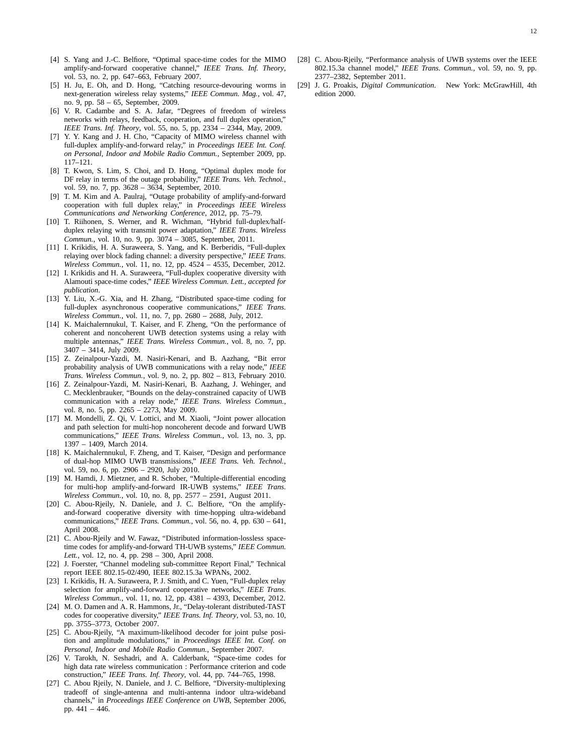[4] S. Yang and J.-C. Belfiore, "Optimal space-time codes for the MIMO amplify-and-forward cooperative channel," *IEEE Trans. Inf. Theory*, vol. 53, no. 2, pp. 647–663, February 2007.

[5] H. Ju, E. Oh, and D. Hong, "Catching resource-devouring worms in next-generation wireless relay systems," *IEEE Commun. Mag.*, vol. 47, no. 9, pp. 58 – 65, September, 2009.

[6] V. R. Cadambe and S. A. Jafar, "Degrees of freedom of wireless networks with relays, feedback, cooperation, and full duplex operation," *IEEE Trans. Inf. Theory*, vol. 55, no. 5, pp. 2334 – 2344, May, 2009.

[7] Y. Y. Kang and J. H. Cho, "Capacity of MIMO wireless channel with full-duplex amplify-and-forward relay," in *Proceedings IEEE Int. Conf. on Personal, Indoor and Mobile Radio Commun.*, September 2009, pp. 117–121.

[8] T. Kwon, S. Lim, S. Choi, and D. Hong, "Optimal duplex mode for DF relay in terms of the outage probability," *IEEE Trans. Veh. Technol.*, vol. 59, no. 7, pp. 3628 – 3634, September, 2010.

[9] T. M. Kim and A. Paulraj, "Outage probability of amplify-and-forward cooperation with full duplex relay," in *Proceedings IEEE Wireless Communications and Networking Conference*, 2012, pp. 75–79.

[10] T. Riihonen, S. Werner, and R. Wichman, "Hybrid full-duplex/half-duplex relaying with transmit power adaptation," *IEEE Trans. Wireless Commun.*, vol. 10, no. 9, pp. 3074 – 3085, September, 2011.

[11] I. Krikidis, H. A. Suraweera, S. Yang, and K. Berberidis, "Full-duplex relaying over block fading channel: a diversity perspective," *IEEE Trans. Wireless Commun.*, vol. 11, no. 12, pp. 4524 – 4535, December, 2012.

[12] I. Krikidis and H. A. Suraweera, "Full-duplex cooperative diversity with Alamouti space-time codes," *IEEE Wireless Commun. Lett., accepted for publication*.

[13] Y. Liu, X.-G. Xia, and H. Zhang, "Distributed space-time coding for full-duplex asynchronous cooperative communications," *IEEE Trans. Wireless Commun.*, vol. 11, no. 7, pp. 2680 – 2688, July, 2012.

[14] K. Maichalernnukul, T. Kaiser, and F. Zheng, "On the performance of coherent and noncoherent UWB detection systems using a relay with multiple antennas," *IEEE Trans. Wireless Commun.*, vol. 8, no. 7, pp. 3407 – 3414, July 2009.

[15] Z. Zeinalpour-Yazdi, M. Nasiri-Kenari, and B. Aazhang, "Bit error probability analysis of UWB communications with a relay node," *IEEE Trans. Wireless Commun.*, vol. 9, no. 2, pp. 802 – 813, February 2010.

[16] Z. Zeinalpour-Yazdi, M. Nasiri-Kenari, B. Aazhang, J. Wehinger, and C. Mecklenbrauker, "Bounds on the delay-constrained capacity of UWB communication with a relay node," *IEEE Trans. Wireless Commun.*, vol. 8, no. 5, pp. 2265 – 2273, May 2009.

[17] M. Mondelli, Z. Qi, V. Lottici, and M. Xiaoli, "Joint power allocation and path selection for multi-hop noncoherent decode and forward UWB communications," *IEEE Trans. Wireless Commun.*, vol. 13, no. 3, pp. 1397 – 1409, March 2014.

[18] K. Maichalernnukul, F. Zheng, and T. Kaiser, "Design and performance of dual-hop MIMO UWB transmissions," *IEEE Trans. Veh. Technol.*, vol. 59, no. 6, pp. 2906 – 2920, July 2010.

[19] M. Hamdi, J. Mietzner, and R. Schober, "Multiple-differential encoding for multi-hop amplify-and-forward IR-UWB systems," *IEEE Trans. Wireless Commun.*, vol. 10, no. 8, pp. 2577 – 2591, August 2011.

[20] C. Abou-Rjeily, N. Daniele, and J. C. Belfiore, "On the amplify-and-forward cooperative diversity with time-hopping ultra-wideband communications," *IEEE Trans. Commun.*, vol. 56, no. 4, pp. 630 – 641, April 2008.

[21] C. Abou-Rjeily and W. Fawaz, "Distributed information-lossless space-time codes for amplify-and-forward TH-UWB systems," *IEEE Commun. Lett.*, vol. 12, no. 4, pp. 298 – 300, April 2008.

[22] J. Foerster, "Channel modeling sub-committee Report Final," Technical report IEEE 802.15-02/490, IEEE 802.15.3a WPANs, 2002.

[23] I. Krikidis, H. A. Suraweera, P. J. Smith, and C. Yuen, "Full-duplex relay selection for amplify-and-forward cooperative networks," *IEEE Trans. Wireless Commun.*, vol. 11, no. 12, pp. 4381 – 4393, December, 2012.

[24] M. O. Damen and A. R. Hammons, Jr., "Delay-tolerant distributed-TAST codes for cooperative diversity," *IEEE Trans. Inf. Theory*, vol. 53, no. 10, pp. 3755–3773, October 2007.

[25] C. Abou-Rjeily, "A maximum-likelihood decoder for joint pulse position and amplitude modulations," in *Proceedings IEEE Int. Conf. on Personal, Indoor and Mobile Radio Commun.*, September 2007.

[26] V. Tarokh, N. Seshadri, and A. Calderbank, "Space-time codes for high data rate wireless communication : Performance criterion and code construction," *IEEE Trans. Inf. Theory*, vol. 44, pp. 744–765, 1998.

[27] C. Abou Rjeily, N. Daniele, and J. C. Belfiore, "Diversity-multiplexing tradeoff of single-antenna and multi-antenna indoor ultra-wideband channels," in *Proceedings IEEE Conference on UWB*, September 2006, pp. 441 – 446.

[28] C. Abou-Rjeily, "Performance analysis of UWB systems over the IEEE 802.15.3a channel model," *IEEE Trans. Commun.*, vol. 59, no. 9, pp. 2377–2382, September 2011.

[29] J. G. Proakis, *Digital Communication*. New York: McGrawHill, 4th edition 2000.